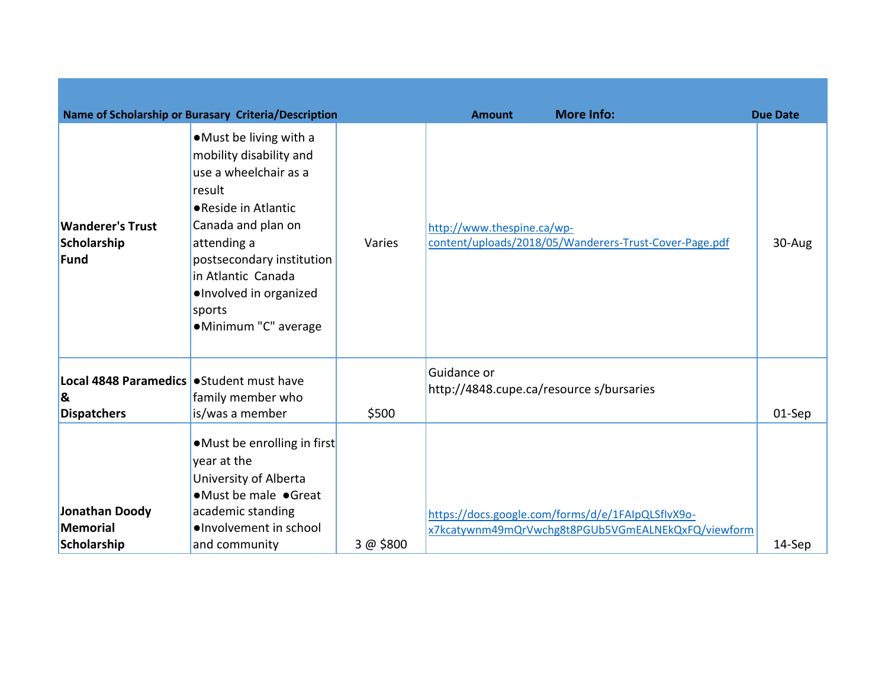| Name of Scholarship or Burasary | Criteria/Description | Amount | More Info: | Due Date |
|---|---|---|---|---|
| **Wanderer's Trust Scholarship Fund** | ●Must be living with a mobility disability and use a wheelchair as a result ●Reside in Atlantic Canada and plan on attending a postsecondary institution in Atlantic Canada ●Involved in organized sports ●Minimum "C" average | Varies | http://www.thespine.ca/wp-content/uploads/2018/05/Wanderers-Trust-Cover-Page.pdf | 30-Aug |
| **Local 4848 Paramedics & Dispatchers** | ●Student must have family member who is/was a member | $500 | Guidance or http://4848.cupe.ca/resource s/bursaries | 01-Sep |
| **Jonathan Doody Memorial Scholarship** | ●Must be enrolling in first year at the University of Alberta ●Must be male ●Great academic standing ●Involvement in school and community | 3 @ $800 | https://docs.google.com/forms/d/e/1FAIpQLSfIvX9o-x7kcatywnm49mQrVwchg8t8PGUb5VGmEALNEkQxFQ/viewform | 14-Sep |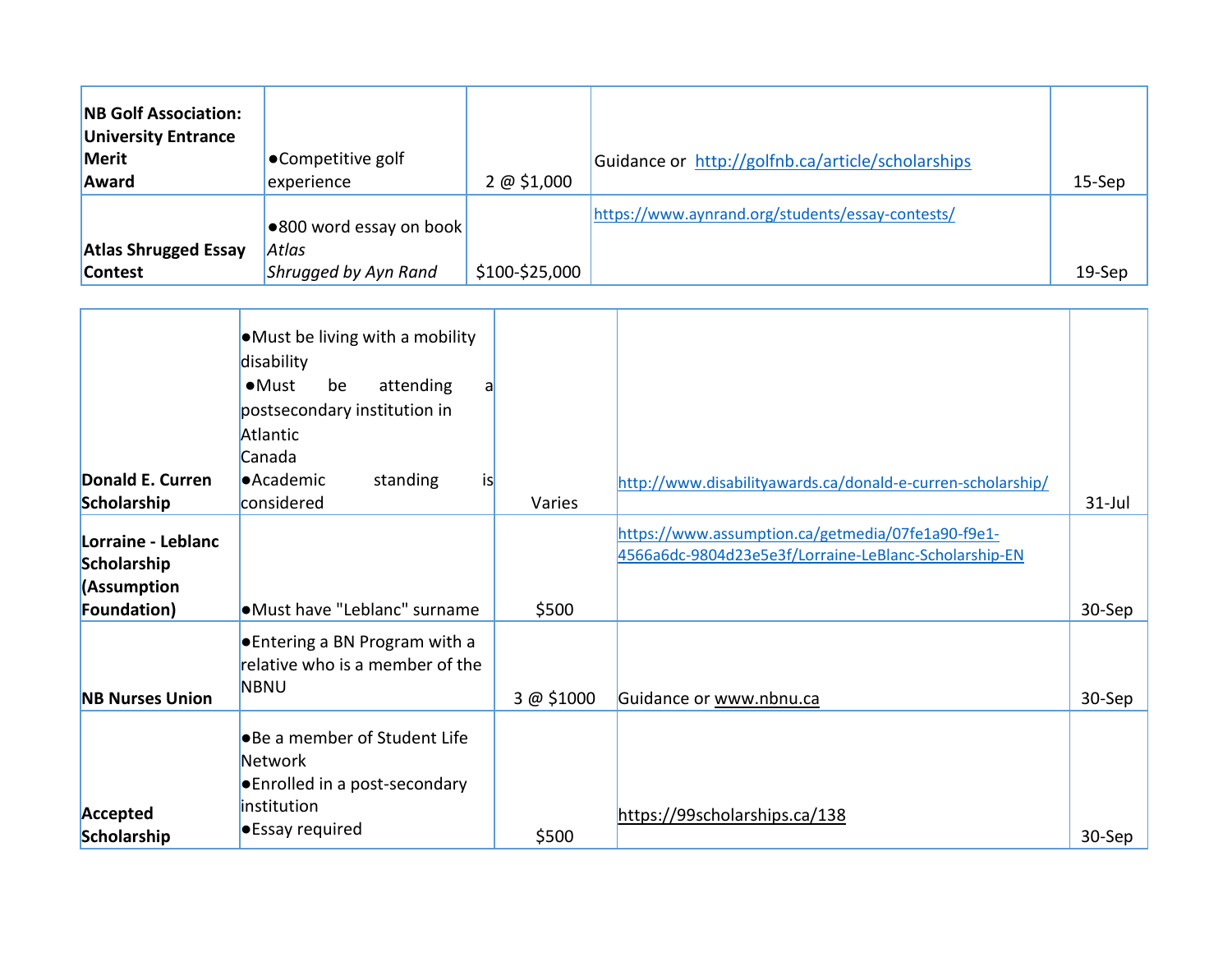| | | | | |
|---|---|---|---|---|
| **NB Golf Association: University Entrance Merit Award** | ●Competitive golf experience | 2 @ $1,000 | Guidance or http://golfnb.ca/article/scholarships | 15-Sep |
| **Atlas Shrugged Essay Contest** | ●800 word essay on book *Atlas Shrugged by Ayn Rand* | $100-$25,000 | https://www.aynrand.org/students/essay-contests/ | 19-Sep |

| | | | | |
|---|---|---|---|---|
| **Donald E. Curren Scholarship** | ●Must be living with a mobility disability<br>●Must be attending a postsecondary institution in Atlantic Canada<br>●Academic standing is considered | Varies | http://www.disabilityawards.ca/donald-e-curren-scholarship/ | 31-Jul |
| **Lorraine - Leblanc Scholarship (Assumption Foundation)** | ●Must have "Leblanc" surname | $500 | https://www.assumption.ca/getmedia/07fe1a90-f9e1-4566a6dc-9804d23e5e3f/Lorraine-LeBlanc-Scholarship-EN | 30-Sep |
| **NB Nurses Union** | ●Entering a BN Program with a relative who is a member of the NBNU | 3 @ $1000 | Guidance or www.nbnu.ca | 30-Sep |
| **Accepted Scholarship** | ●Be a member of Student Life Network<br>●Enrolled in a post-secondary institution<br>●Essay required | $500 | https://99scholarships.ca/138 | 30-Sep |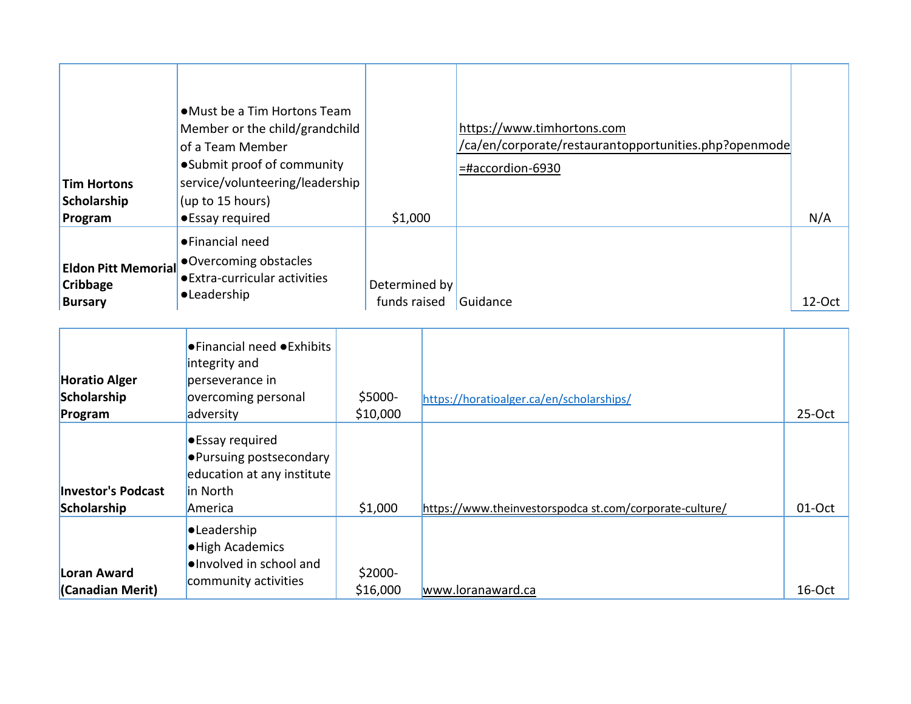| | | | | |
|---|---|---|---|---|
| **Tim Hortons Scholarship Program** | ●Must be a Tim Hortons Team Member or the child/grandchild of a Team Member ●Submit proof of community service/volunteering/leadership (up to 15 hours) ●Essay required | $1,000 | https://www.timhortons.com /ca/en/corporate/restaurantopportunities.php?openmode =#accordion-6930 | N/A |
| **Eldon Pitt Memorial Cribbage Bursary** | ●Financial need ●Overcoming obstacles ●Extra-curricular activities ●Leadership | Determined by funds raised | Guidance | 12-Oct |

| | | | | |
|---|---|---|---|---|
| **Horatio Alger Scholarship Program** | ●Financial need ●Exhibits integrity and perseverance in overcoming personal adversity | $5000-$10,000 | https://horatioalger.ca/en/scholarships/ | 25-Oct |
| **Investor's Podcast Scholarship** | ●Essay required ●Pursuing postsecondary education at any institute in North America | $1,000 | https://www.theinvestorspodca st.com/corporate-culture/ | 01-Oct |
| **Loran Award (Canadian Merit)** | ●Leadership ●High Academics ●Involved in school and community activities | $2000-$16,000 | www.loranaward.ca | 16-Oct |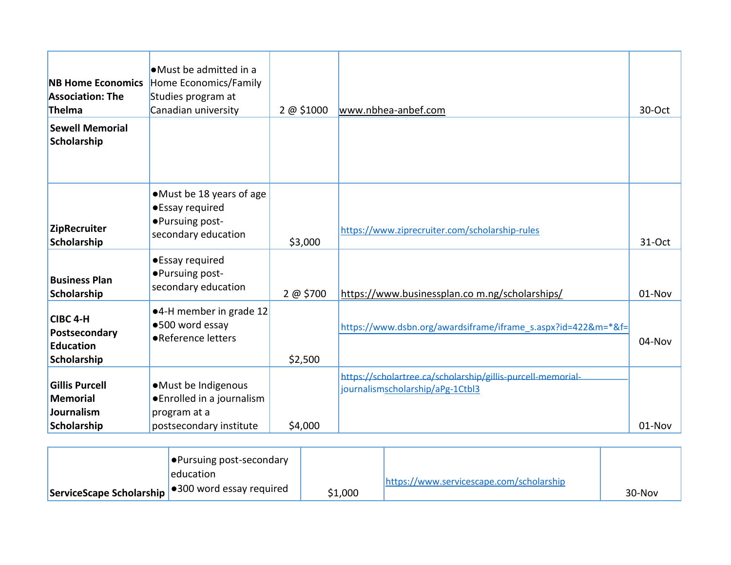| | | | | |
|---|---|---|---|---|
| **NB Home Economics Association: The Thelma Sewell Memorial Scholarship** | ●Must be admitted in a Home Economics/Family Studies program at Canadian university | 2 @ $1000 | www.nbhea-anbef.com | 30-Oct |
| **ZipRecruiter Scholarship** | ●Must be 18 years of age<br>●Essay required<br>●Pursuing post-secondary education | $3,000 | https://www.ziprecruiter.com/scholarship-rules | 31-Oct |
| **Business Plan Scholarship** | ●Essay required<br>●Pursuing post-secondary education | 2 @ $700 | https://www.businessplan.co m.ng/scholarships/ | 01-Nov |
| **CIBC 4-H Postsecondary Education Scholarship** | ●4-H member in grade 12<br>●500 word essay<br>●Reference letters | $2,500 | https://www.dsbn.org/awardsiframe/iframe_s.aspx?id=422&m=*&f= | 04-Nov |
| **Gillis Purcell Memorial Journalism Scholarship** | ●Must be Indigenous<br>●Enrolled in a journalism program at a postsecondary institute | $4,000 | https://scholartree.ca/scholarship/gillis-purcell-memorial-journalismscholarship/aPg-1Ctbl3 | 01-Nov |
| **ServiceScape Scholarship** | ●Pursuing post-secondary education<br>●300 word essay required | $1,000 | https://www.servicescape.com/scholarship | 30-Nov |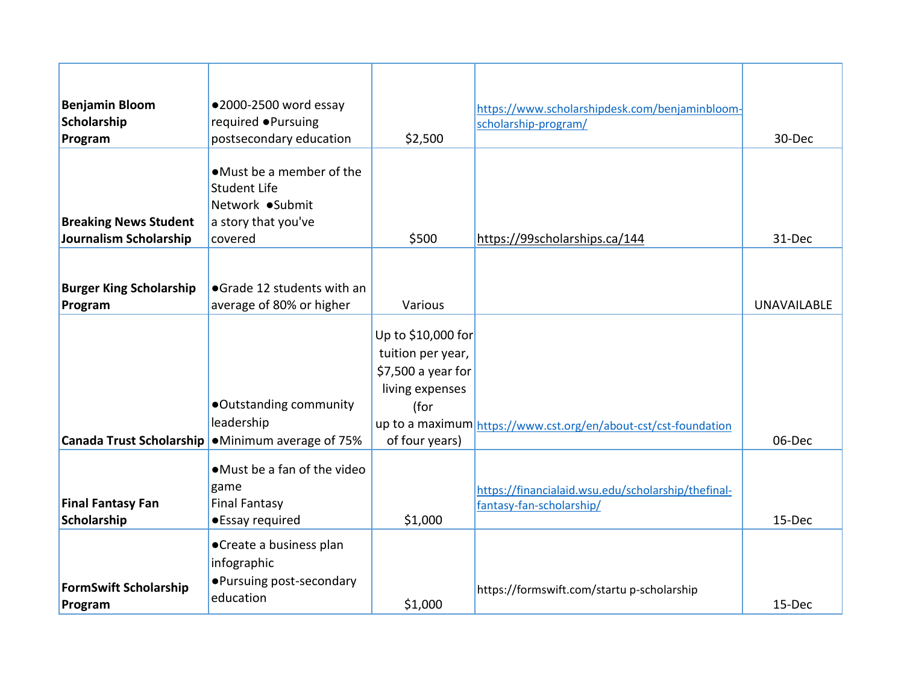| | | | | |
|---|---|---|---|---|
| **Benjamin Bloom Scholarship Program** | ●2000-2500 word essay required ●Pursuing postsecondary education | $2,500 | https://www.scholarshipdesk.com/benjaminbloom-scholarship-program/ | 30-Dec |
| **Breaking News Student Journalism Scholarship** | ●Must be a member of the Student Life Network ●Submit a story that you've covered | $500 | https://99scholarships.ca/144 | 31-Dec |
| **Burger King Scholarship Program** | ●Grade 12 students with an average of 80% or higher | Various | | UNAVAILABLE |
| **Canada Trust Scholarship** | ●Outstanding community leadership ●Minimum average of 75% | Up to $10,000 for tuition per year, $7,500 a year for living expenses (for up to a maximum of four years) | https://www.cst.org/en/about-cst/cst-foundation | 06-Dec |
| **Final Fantasy Fan Scholarship** | ●Must be a fan of the video game Final Fantasy ●Essay required | $1,000 | https://financialaid.wsu.edu/scholarship/thefinal-fantasy-fan-scholarship/ | 15-Dec |
| **FormSwift Scholarship Program** | ●Create a business plan infographic ●Pursuing post-secondary education | $1,000 | https://formswift.com/startu p-scholarship | 15-Dec |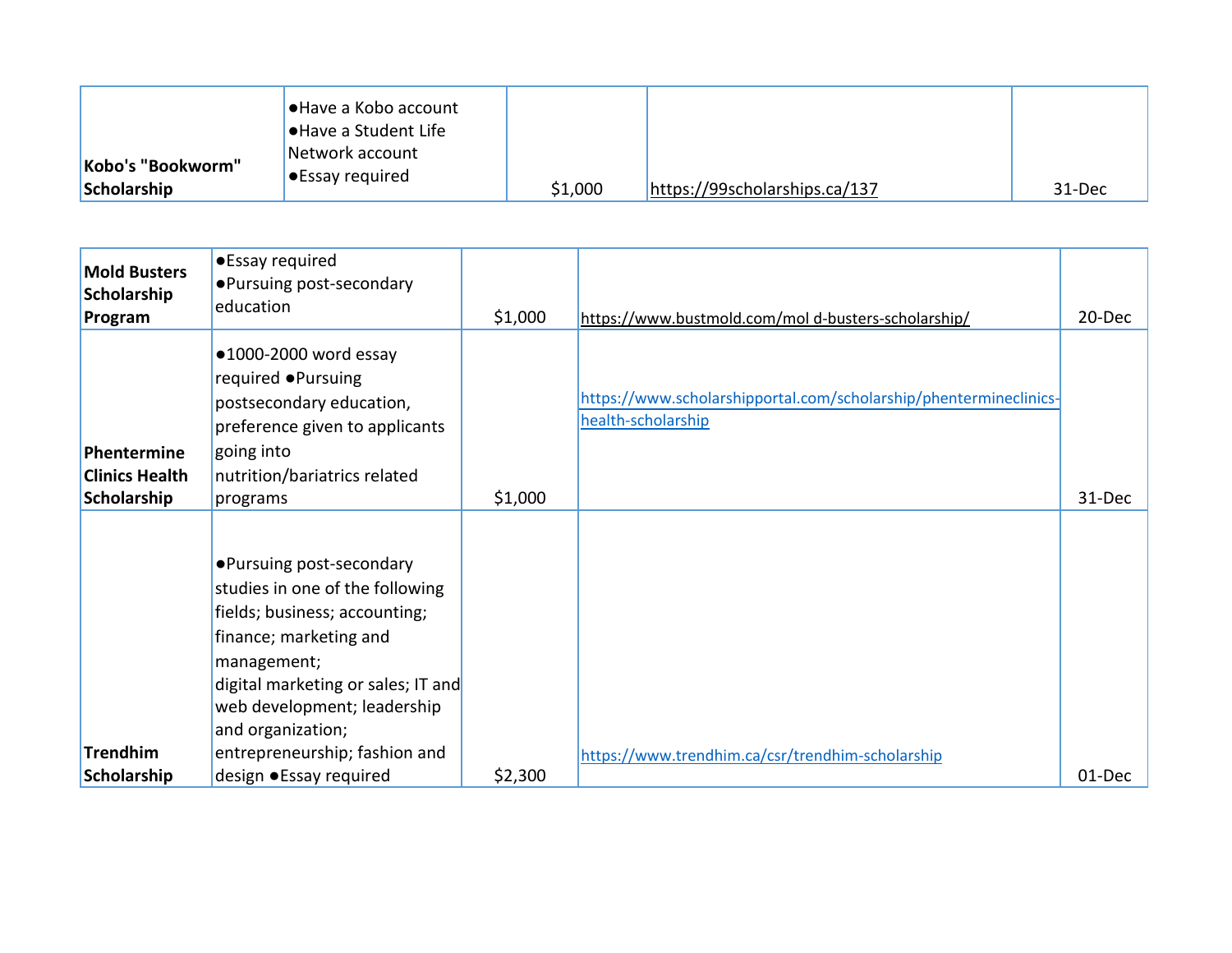| | | | | |
|---|---|---|---|---|
| **Kobo's "Bookworm" Scholarship** | ●Have a Kobo account ●Have a Student Life Network account ●Essay required | $1,000 | https://99scholarships.ca/137 | 31-Dec |

| | | | | |
|---|---|---|---|---|
| **Mold Busters Scholarship Program** | ●Essay required ●Pursuing post-secondary education | $1,000 | https://www.bustmold.com/mol d-busters-scholarship/ | 20-Dec |
| **Phentermine Clinics Health Scholarship** | ●1000-2000 word essay required ●Pursuing postsecondary education, preference given to applicants going into nutrition/bariatrics related programs | $1,000 | https://www.scholarshipportal.com/scholarship/phentermineclinics-health-scholarship | 31-Dec |
| **Trendhim Scholarship** | ●Pursuing post-secondary studies in one of the following fields; business; accounting; finance; marketing and management; digital marketing or sales; IT and web development; leadership and organization; entrepreneurship; fashion and design ●Essay required | $2,300 | https://www.trendhim.ca/csr/trendhim-scholarship | 01-Dec |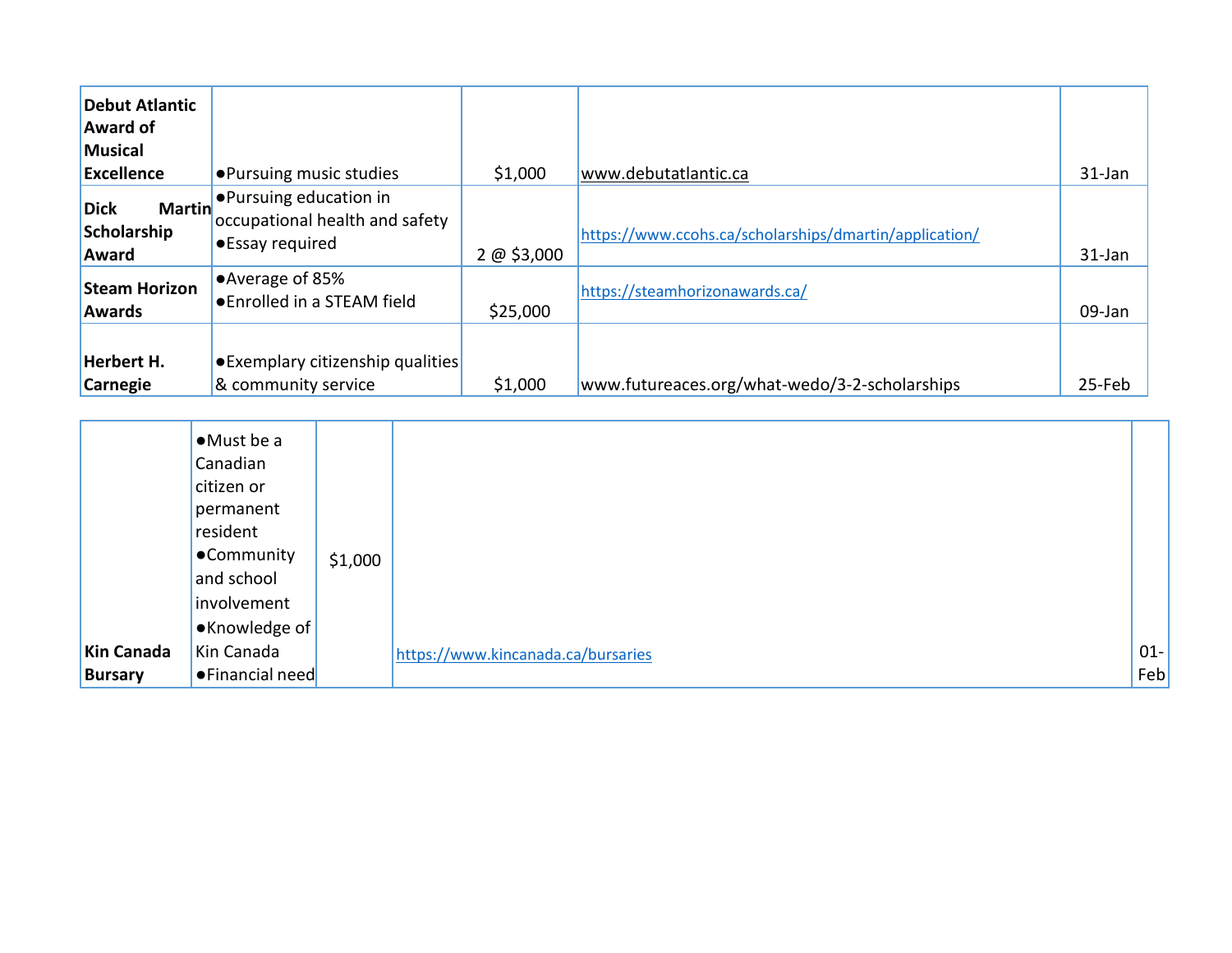| | | | | |
|---|---|---|---|---|
| **Debut Atlantic Award of Musical Excellence** | ●Pursuing music studies | $1,000 | www.debutatlantic.ca | 31-Jan |
| **Dick Martin Scholarship Award** | ●Pursuing education in occupational health and safety<br>●Essay required | 2 @ $3,000 | https://www.ccohs.ca/scholarships/dmartin/application/ | 31-Jan |
| **Steam Horizon Awards** | ●Average of 85%<br>●Enrolled in a STEAM field | $25,000 | https://steamhorizonawards.ca/ | 09-Jan |
| **Herbert H. Carnegie** | ●Exemplary citizenship qualities & community service | $1,000 | www.futureaces.org/what-wedo/3-2-scholarships | 25-Feb |
| **Kin Canada Bursary** | ●Must be a Canadian citizen or permanent resident<br>●Community and school involvement<br>●Knowledge of Kin Canada<br>●Financial need | $1,000 | https://www.kincanada.ca/bursaries | 01-Feb |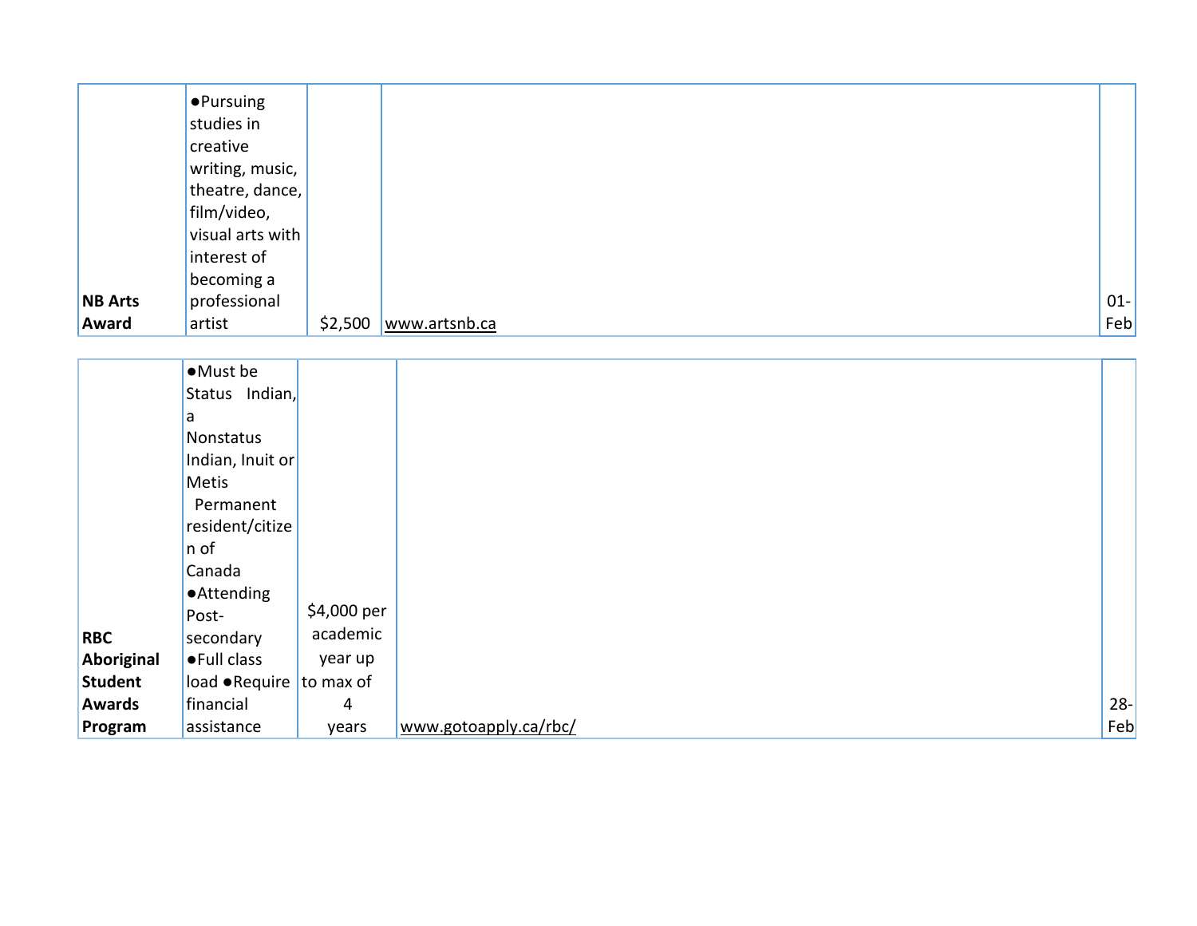| | | | | |
|---|---|---|---|---|
| **NB Arts Award** | ●Pursuing studies in creative writing, music, theatre, dance, film/video, visual arts with interest of becoming a professional artist | $2,500 | www.artsnb.ca | 01-Feb |

| | | | | |
|---|---|---|---|---|
| **RBC Aboriginal Student Awards Program** | ●Must be Status Indian, a Nonstatus Indian, Inuit or Metis Permanent resident/citizen of Canada ●Attending Post-secondary ●Full class load ●Require financial assistance | $4,000 per academic year up to max of 4 years | www.gotoapply.ca/rbc/ | 28-Feb |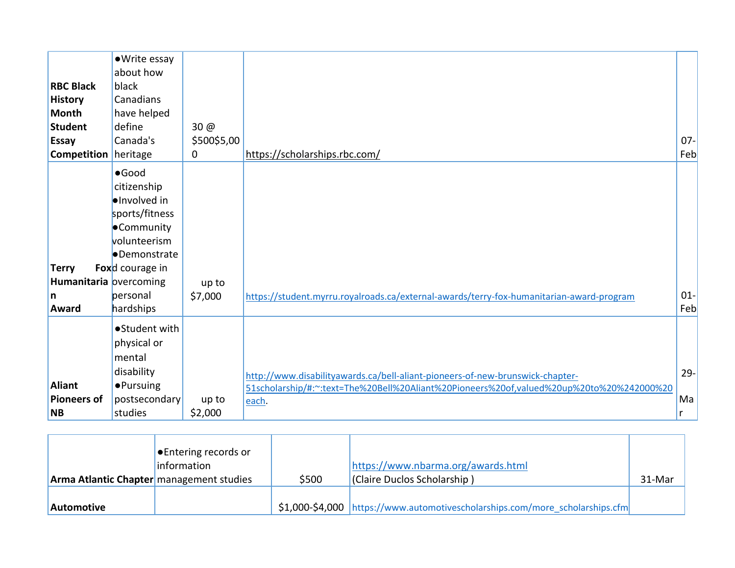| | | | | |
|---|---|---|---|---|
| **RBC Black History Month Student Essay Competition** | ●Write essay about how black Canadians have helped define Canada's heritage | 30 @ $500$5,000 | https://scholarships.rbc.com/ | 07-Feb |
| **Terry Fox Humanitarian Award** | ●Good citizenship ●Involved in sports/fitness ●Community volunteerism ●Demonstrated courage in overcoming personal hardships | up to $7,000 | https://student.myrru.royalroads.ca/external-awards/terry-fox-humanitarian-award-program | 01-Feb |
| **Aliant Pioneers of NB** | ●Student with physical or mental disability ●Pursuing postsecondary studies | up to $2,000 | http://www.disabilityawards.ca/bell-aliant-pioneers-of-new-brunswick-chapter-51scholarship/#:~:text=The%20Bell%20Aliant%20Pioneers%20of,valued%20up%20to%20%242000%20each. | 29-Mar |

| | | | | |
|---|---|---|---|---|
| **Arma Atlantic Chapter** | ●Entering records or information management studies | $500 | https://www.nbarma.org/awards.html (Claire Duclos Scholarship ) | 31-Mar |
| **Automotive** | | $1,000-$4,000 | https://www.automotivescholarships.com/more_scholarships.cfm | |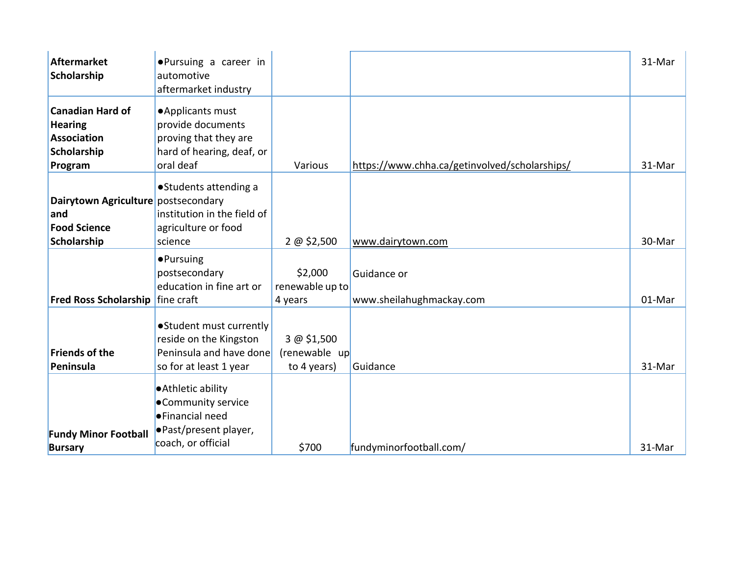| | | | | |
|---|---|---|---|---|
| **Aftermarket Scholarship** | ●Pursuing a career in automotive aftermarket industry | | | 31-Mar |
| **Canadian Hard of Hearing Association Scholarship Program** | ●Applicants must provide documents proving that they are hard of hearing, deaf, or oral deaf | Various | https://www.chha.ca/getinvolved/scholarships/ | 31-Mar |
| **Dairytown Agriculture and Food Science Scholarship** | ●Students attending a postsecondary institution in the field of agriculture or food science | 2 @ $2,500 | www.dairytown.com | 30-Mar |
| **Fred Ross Scholarship** | ●Pursuing postsecondary education in fine art or fine craft | $2,000 renewable up to 4 years | Guidance or www.sheilahughmackay.com | 01-Mar |
| **Friends of the Peninsula** | ●Student must currently reside on the Kingston Peninsula and have done so for at least 1 year | 3 @ $1,500 (renewable up to 4 years) | Guidance | 31-Mar |
| **Fundy Minor Football Bursary** | ●Athletic ability<br>●Community service<br>●Financial need<br>●Past/present player, coach, or official | $700 | fundyminorfootball.com/ | 31-Mar |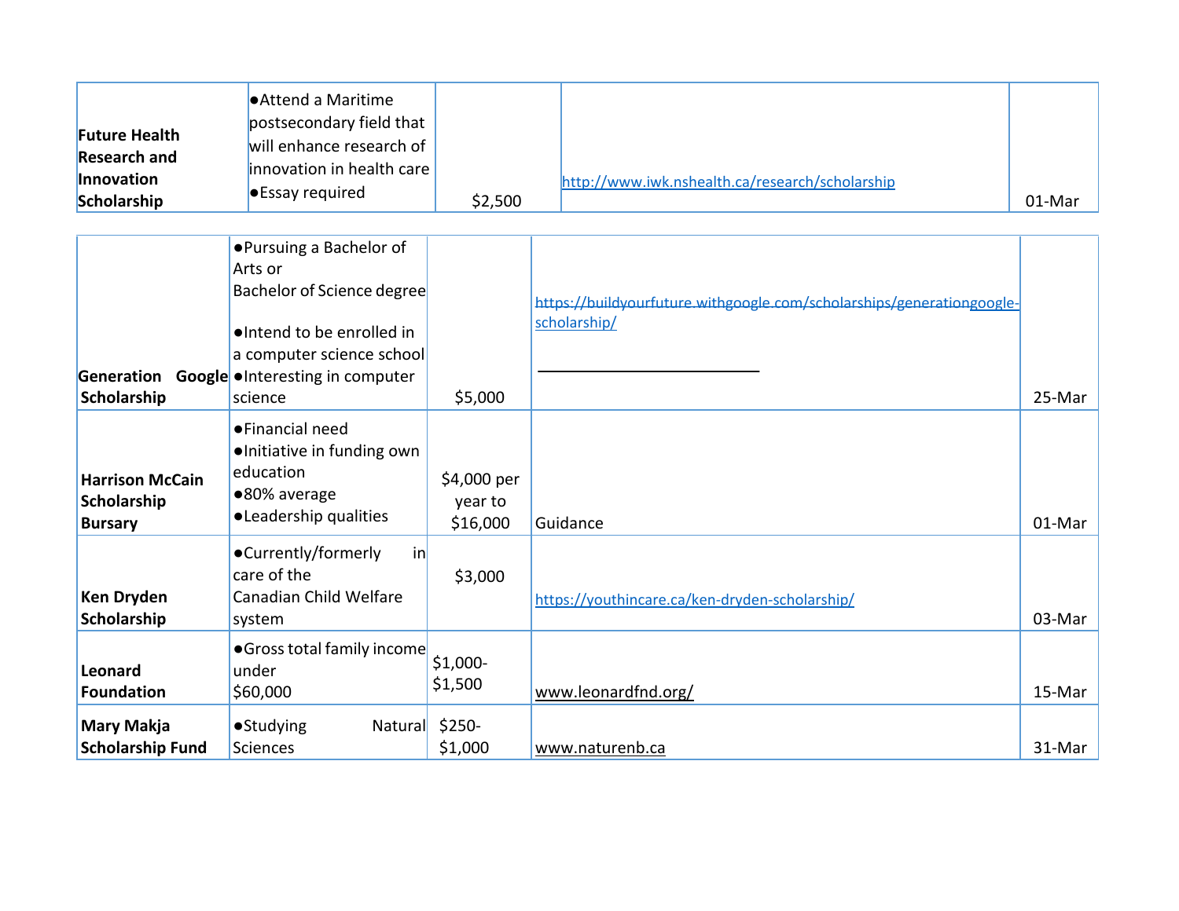| | | | | |
|---|---|---|---|---|
| **Future Health Research and Innovation Scholarship** | ●Attend a Maritime postsecondary field that will enhance research of innovation in health care<br>●Essay required | $2,500 | http://www.iwk.nshealth.ca/research/scholarship | 01-Mar |
| **Generation Google Scholarship** | ●Pursuing a Bachelor of Arts or Bachelor of Science degree<br>●Intend to be enrolled in a computer science school<br>●Interesting in computer science | $5,000 | https://buildyourfuture.withgoogle.com/scholarships/generationgoogle-scholarship/ | 25-Mar |
| **Harrison McCain Scholarship Bursary** | ●Financial need<br>●Initiative in funding own education<br>●80% average<br>●Leadership qualities | $4,000 per year to $16,000 | Guidance | 01-Mar |
| **Ken Dryden Scholarship** | ●Currently/formerly in care of the Canadian Child Welfare system | $3,000 | https://youthincare.ca/ken-dryden-scholarship/ | 03-Mar |
| **Leonard Foundation** | ●Gross total family income under $60,000 | $1,000-$1,500 | www.leonardfnd.org/ | 15-Mar |
| **Mary Makja Scholarship Fund** | ●Studying Natural Sciences | $250-$1,000 | www.naturenb.ca | 31-Mar |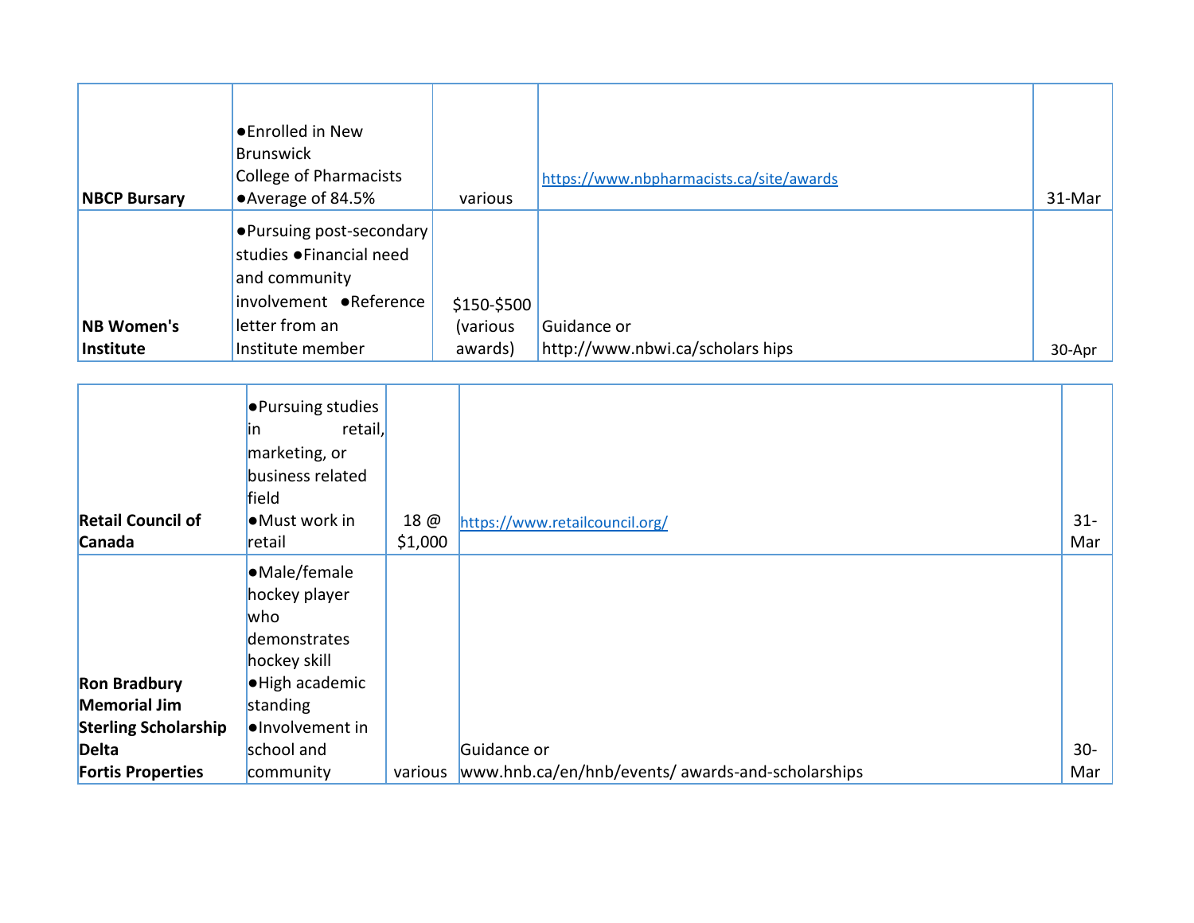| | | | | |
|---|---|---|---|---|
| **NBCP Bursary** | ●Enrolled in New Brunswick College of Pharmacists ●Average of 84.5% | various | https://www.nbpharmacists.ca/site/awards | 31-Mar |
| **NB Women's Institute** | ●Pursuing post-secondary studies ●Financial need and community involvement ●Reference letter from an Institute member | $150-$500 (various awards) | Guidance or http://www.nbwi.ca/scholars hips | 30-Apr |

| | | | | |
|---|---|---|---|---|
| **Retail Council of Canada** | ●Pursuing studies in retail, marketing, or business related field ●Must work in retail | 18 @ $1,000 | https://www.retailcouncil.org/ | 31-Mar |
| **Ron Bradbury Memorial Jim Sterling Scholarship Delta Fortis Properties** | ●Male/female hockey player who demonstrates hockey skill ●High academic standing ●Involvement in school and community | various | Guidance or www.hnb.ca/en/hnb/events/ awards-and-scholarships | 30-Mar |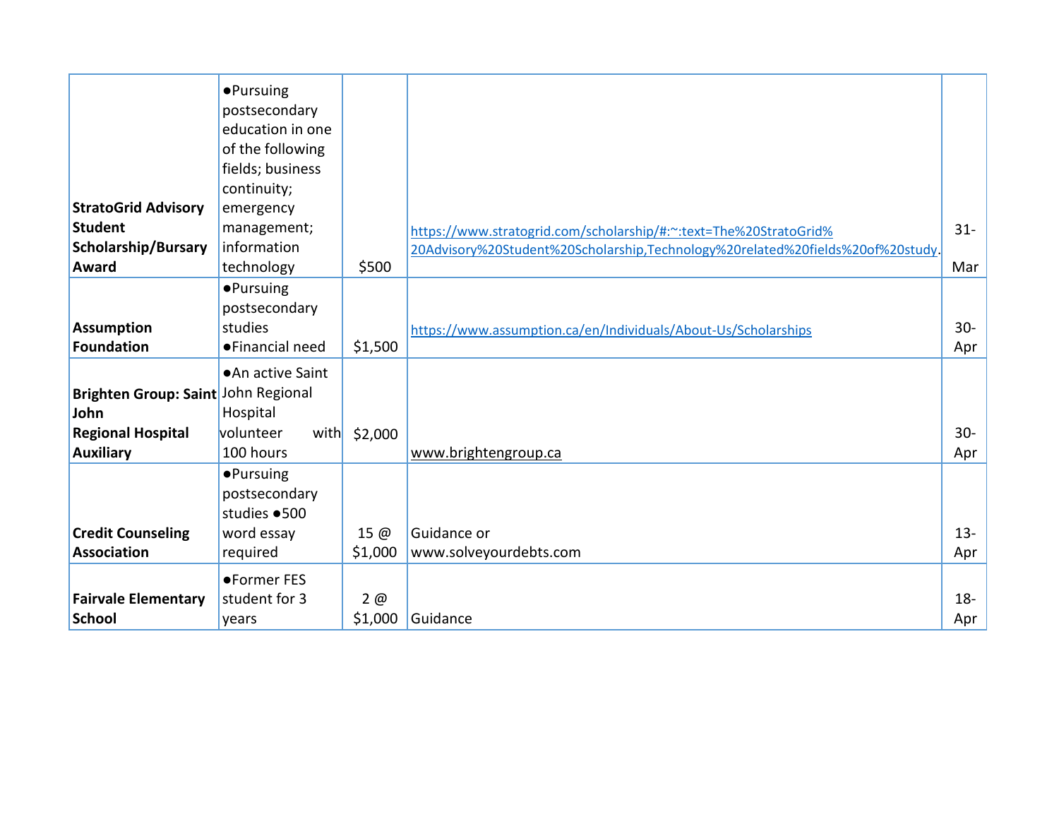| **StratoGrid Advisory Student Scholarship/Bursary Award** | ●Pursuing postsecondary education in one of the following fields; business continuity; emergency management; information technology | $500 | https://www.stratogrid.com/scholarship/#:~:text=The%20StratoGrid%20Advisory%20Student%20Scholarship,Technology%20related%20fields%20of%20study. | 31-Mar |
|---|---|---|---|---|
| **Assumption Foundation** | ●Pursuing postsecondary studies ●Financial need | $1,500 | https://www.assumption.ca/en/Individuals/About-Us/Scholarships | 30-Apr |
| **Brighten Group: Saint John Regional Hospital Auxiliary** | ●An active Saint John Regional Hospital volunteer with 100 hours | $2,000 | www.brightengroup.ca | 30-Apr |
| **Credit Counseling Association** | ●Pursuing postsecondary studies ●500 word essay required | 15 @ $1,000 | Guidance or www.solveyourdebts.com | 13-Apr |
| **Fairvale Elementary School** | ●Former FES student for 3 years | 2 @ $1,000 | Guidance | 18-Apr |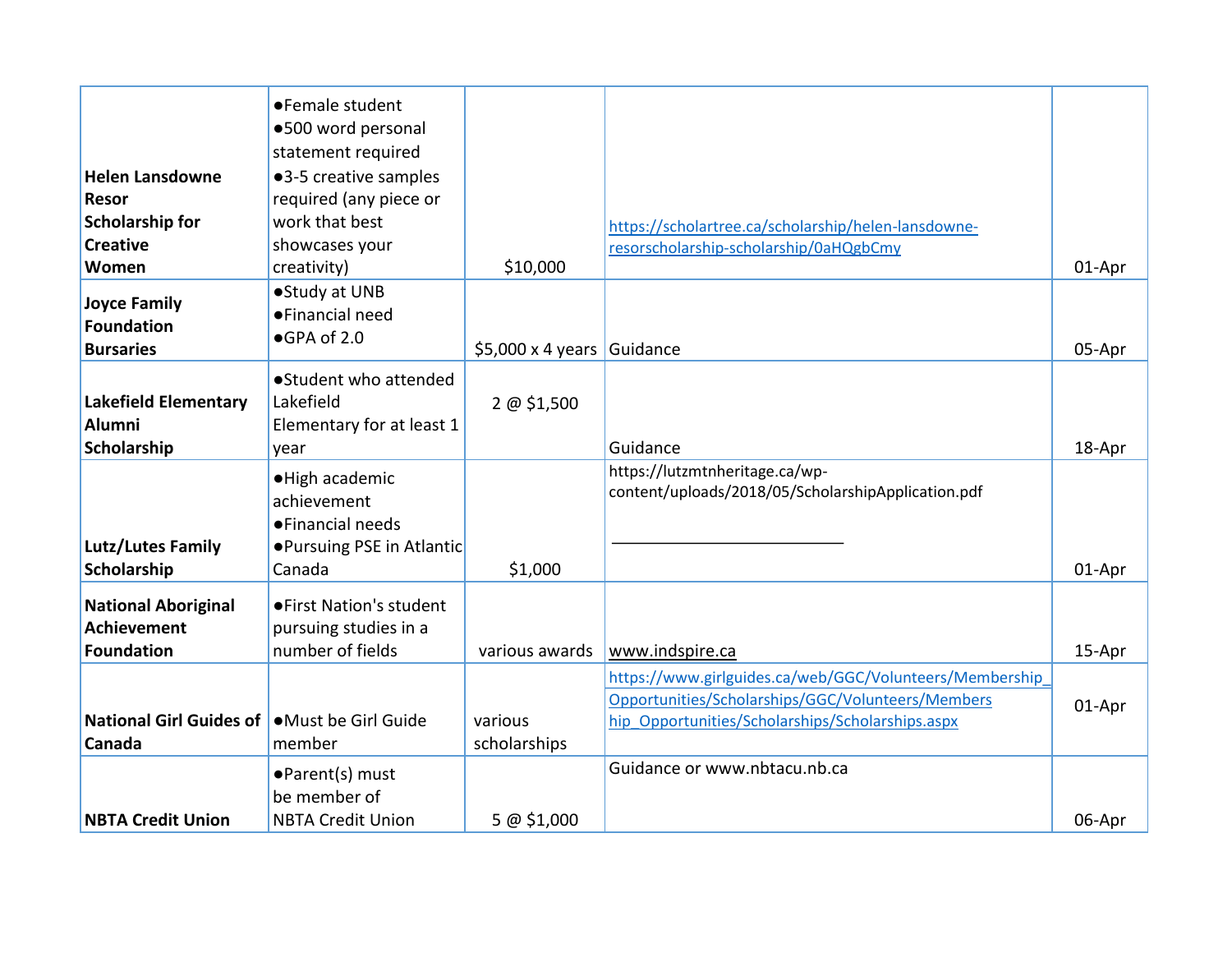| | | | | |
|---|---|---|---|---|
| **Helen Lansdowne Resor Scholarship for Creative Women** | ●Female student<br>●500 word personal statement required<br>●3-5 creative samples required (any piece or work that best showcases your creativity) | $10,000 | https://scholartree.ca/scholarship/helen-lansdowne-resorscholarship-scholarship/0aHQgbCmy | 01-Apr |
| **Joyce Family Foundation Bursaries** | ●Study at UNB<br>●Financial need<br>●GPA of 2.0 | $5,000 x 4 years | Guidance | 05-Apr |
| **Lakefield Elementary Alumni Scholarship** | ●Student who attended Lakefield Elementary for at least 1 year | 2 @ $1,500 | Guidance | 18-Apr |
| **Lutz/Lutes Family Scholarship** | ●High academic achievement<br>●Financial needs<br>●Pursuing PSE in Atlantic Canada | $1,000 | https://lutzmtnheritage.ca/wp-content/uploads/2018/05/ScholarshipApplication.pdf | 01-Apr |
| **National Aboriginal Achievement Foundation** | ●First Nation's student pursuing studies in a number of fields | various awards | www.indspire.ca | 15-Apr |
| **National Girl Guides of Canada** | ●Must be Girl Guide member | various scholarships | https://www.girlguides.ca/web/GGC/Volunteers/Membership_Opportunities/Scholarships/GGC/Volunteers/Membership_Opportunities/Scholarships/Scholarships.aspx | 01-Apr |
| **NBTA Credit Union** | ●Parent(s) must be member of NBTA Credit Union | 5 @ $1,000 | Guidance or www.nbtacu.nb.ca | 06-Apr |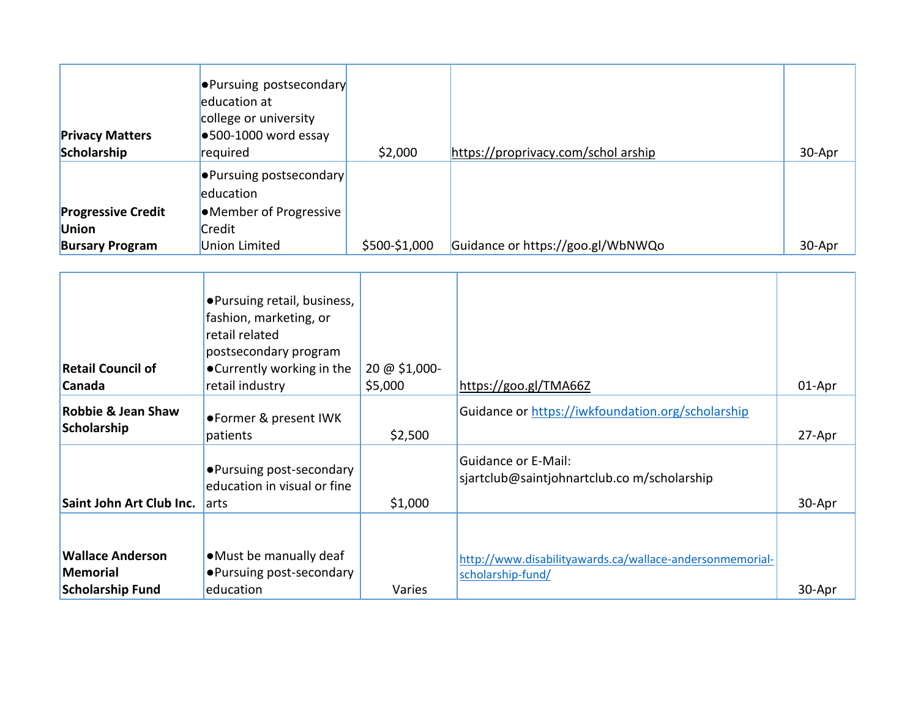| | | | | |
|---|---|---|---|---|
| **Privacy Matters Scholarship** | ●Pursuing postsecondary education at college or university<br>●500-1000 word essay required | $2,000 | https://proprivacy.com/schol arship | 30-Apr |
| **Progressive Credit Union Bursary Program** | ●Pursuing postsecondary education<br>●Member of Progressive Credit Union Limited | $500-$1,000 | Guidance or https://goo.gl/WbNWQo | 30-Apr |
| **Retail Council of Canada** | ●Pursuing retail, business, fashion, marketing, or retail related postsecondary program<br>●Currently working in the retail industry | 20 @ $1,000-$5,000 | https://goo.gl/TMA66Z | 01-Apr |
| **Robbie & Jean Shaw Scholarship** | ●Former & present IWK patients | $2,500 | Guidance or https://iwkfoundation.org/scholarship | 27-Apr |
| **Saint John Art Club Inc.** | ●Pursuing post-secondary education in visual or fine arts | $1,000 | Guidance or E-Mail: sjartclub@saintjohnartclub.co m/scholarship | 30-Apr |
| **Wallace Anderson Memorial Scholarship Fund** | ●Must be manually deaf<br>●Pursuing post-secondary education | Varies | http://www.disabilityawards.ca/wallace-andersonmemorial-scholarship-fund/ | 30-Apr |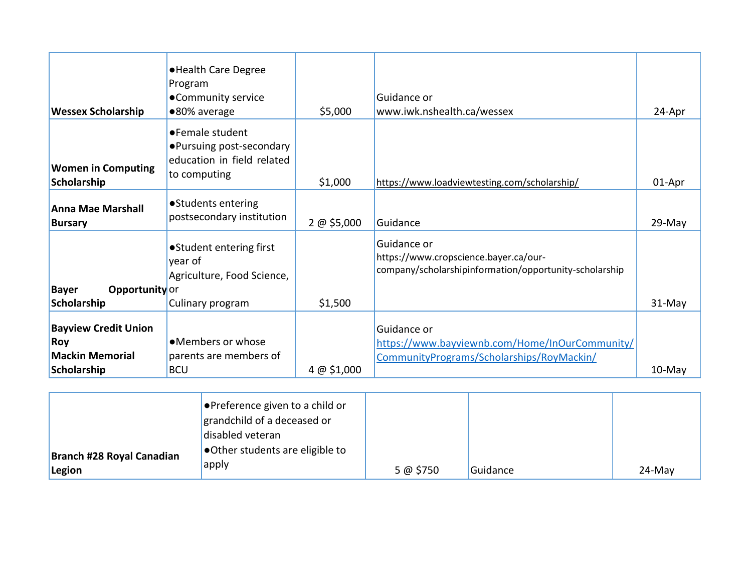| | | | | |
|---|---|---|---|---|
| **Wessex Scholarship** | ●Health Care Degree Program<br>●Community service<br>●80% average | $5,000 | Guidance or www.iwk.nshealth.ca/wessex | 24-Apr |
| **Women in Computing Scholarship** | ●Female student<br>●Pursuing post-secondary education in field related to computing | $1,000 | https://www.loadviewtesting.com/scholarship/ | 01-Apr |
| **Anna Mae Marshall Bursary** | ●Students entering postsecondary institution | 2 @ $5,000 | Guidance | 29-May |
| **Bayer Opportunity Scholarship** | ●Student entering first year of Agriculture, Food Science, or Culinary program | $1,500 | Guidance or https://www.cropscience.bayer.ca/our-company/scholarshipinformation/opportunity-scholarship | 31-May |
| **Bayview Credit Union Roy Mackin Memorial Scholarship** | ●Members or whose parents are members of BCU | 4 @ $1,000 | Guidance or https://www.bayviewnb.com/Home/InOurCommunity/CommunityPrograms/Scholarships/RoyMackin/ | 10-May |
| **Branch #28 Royal Canadian Legion** | ●Preference given to a child or grandchild of a deceased or disabled veteran<br>●Other students are eligible to apply | 5 @ $750 | Guidance | 24-May |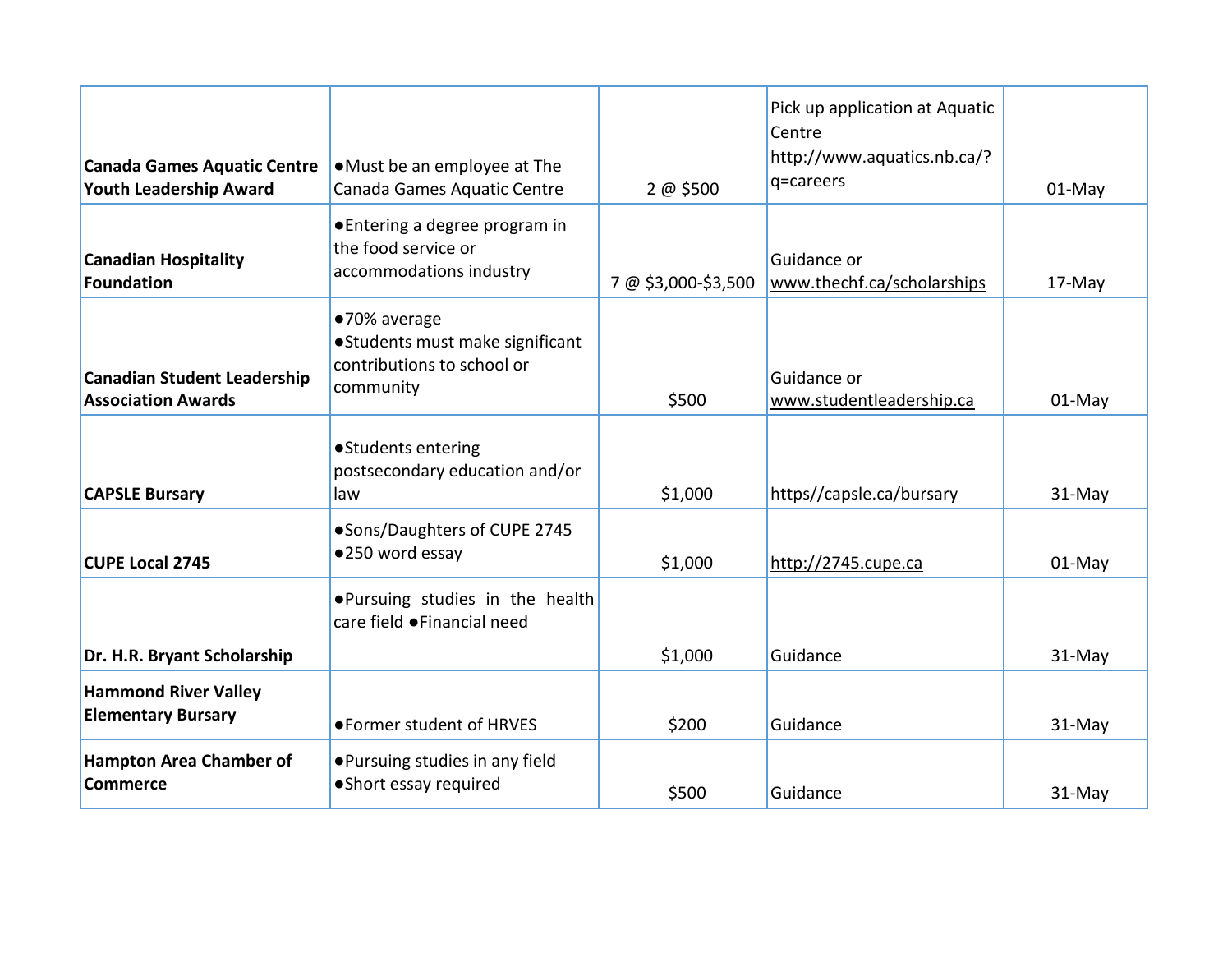| | | | | |
|---|---|---|---|---|
| **Canada Games Aquatic Centre Youth Leadership Award** | ●Must be an employee at The Canada Games Aquatic Centre | 2 @ $500 | Pick up application at Aquatic Centre http://www.aquatics.nb.ca/?q=careers | 01-May |
| **Canadian Hospitality Foundation** | ●Entering a degree program in the food service or accommodations industry | 7 @ $3,000-$3,500 | Guidance or www.thechf.ca/scholarships | 17-May |
| **Canadian Student Leadership Association Awards** | ●70% average<br>●Students must make significant contributions to school or community | $500 | Guidance or www.studentleadership.ca | 01-May |
| **CAPSLE Bursary** | ●Students entering postsecondary education and/or law | $1,000 | https//capsle.ca/bursary | 31-May |
| **CUPE Local 2745** | ●Sons/Daughters of CUPE 2745<br>●250 word essay | $1,000 | http://2745.cupe.ca | 01-May |
| **Dr. H.R. Bryant Scholarship** | ●Pursuing studies in the health care field ●Financial need | $1,000 | Guidance | 31-May |
| **Hammond River Valley Elementary Bursary** | ●Former student of HRVES | $200 | Guidance | 31-May |
| **Hampton Area Chamber of Commerce** | ●Pursuing studies in any field<br>●Short essay required | $500 | Guidance | 31-May |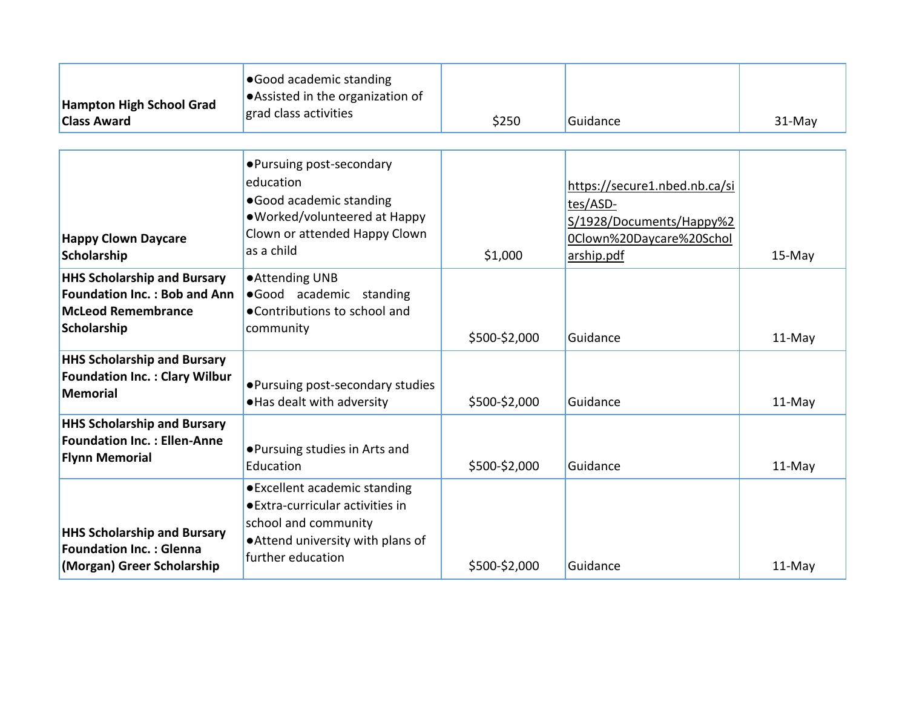| | | | | |
|---|---|---|---|---|
| **Hampton High School Grad Class Award** | ●Good academic standing<br>●Assisted in the organization of grad class activities | $250 | Guidance | 31-May |
| **Happy Clown Daycare Scholarship** | ●Pursuing post-secondary education<br>●Good academic standing<br>●Worked/volunteered at Happy Clown or attended Happy Clown as a child | $1,000 | https://secure1.nbed.nb.ca/sites/ASD-S/1928/Documents/Happy%20Clown%20Daycare%20Scholarship.pdf | 15-May |
| **HHS Scholarship and Bursary Foundation Inc. : Bob and Ann McLeod Remembrance Scholarship** | ●Attending UNB<br>●Good academic standing<br>●Contributions to school and community | $500-$2,000 | Guidance | 11-May |
| **HHS Scholarship and Bursary Foundation Inc. : Clary Wilbur Memorial** | ●Pursuing post-secondary studies<br>●Has dealt with adversity | $500-$2,000 | Guidance | 11-May |
| **HHS Scholarship and Bursary Foundation Inc. : Ellen-Anne Flynn Memorial** | ●Pursuing studies in Arts and Education | $500-$2,000 | Guidance | 11-May |
| **HHS Scholarship and Bursary Foundation Inc. : Glenna (Morgan) Greer Scholarship** | ●Excellent academic standing<br>●Extra-curricular activities in school and community<br>●Attend university with plans of further education | $500-$2,000 | Guidance | 11-May |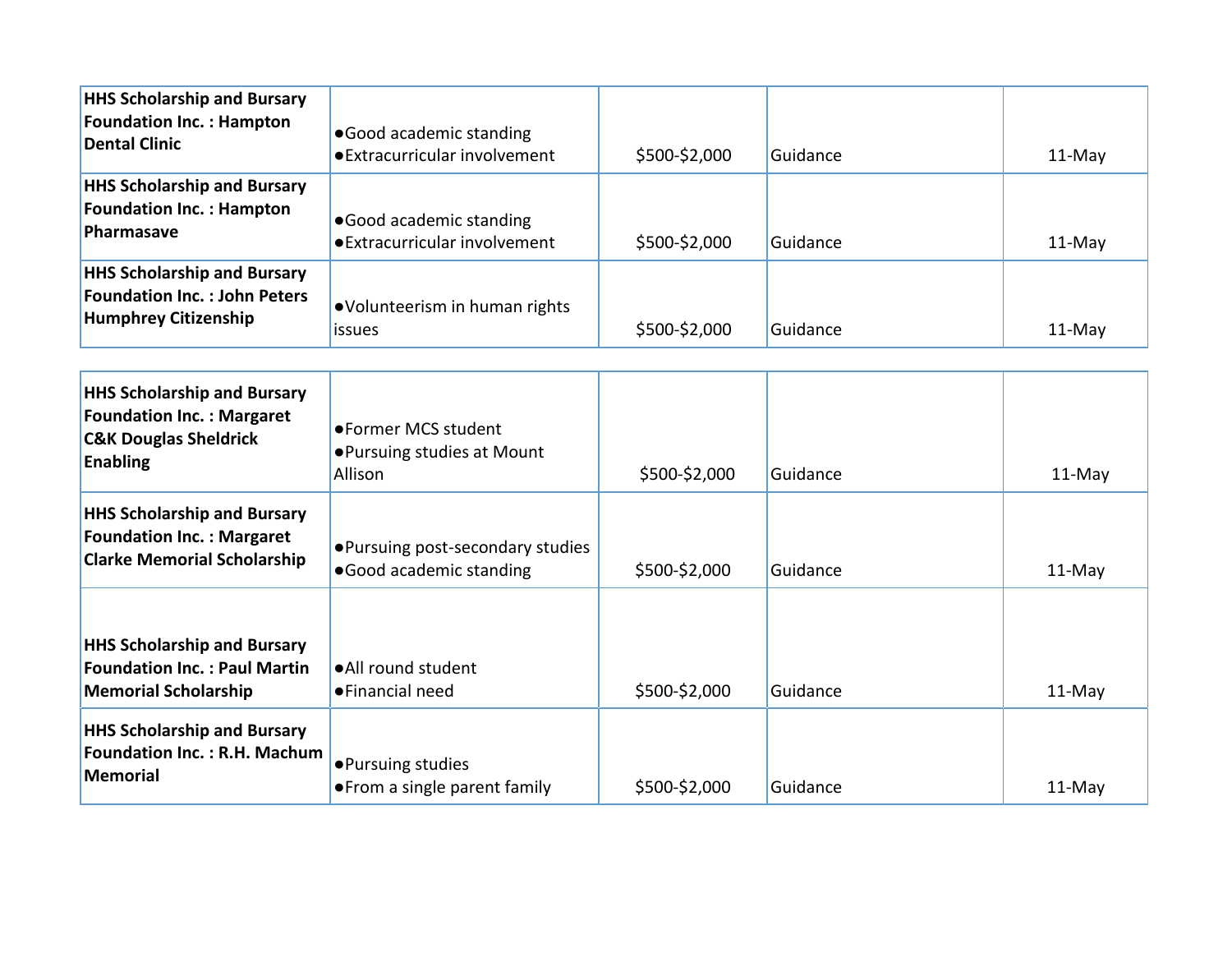| | | | | |
|---|---|---|---|---|
| **HHS Scholarship and Bursary Foundation Inc. : Hampton Dental Clinic** | ●Good academic standing<br>●Extracurricular involvement | $500-$2,000 | Guidance | 11-May |
| **HHS Scholarship and Bursary Foundation Inc. : Hampton Pharmasave** | ●Good academic standing<br>●Extracurricular involvement | $500-$2,000 | Guidance | 11-May |
| **HHS Scholarship and Bursary Foundation Inc. : John Peters Humphrey Citizenship** | ●Volunteerism in human rights issues | $500-$2,000 | Guidance | 11-May |
| **HHS Scholarship and Bursary Foundation Inc. : Margaret C&K Douglas Sheldrick Enabling** | ●Former MCS student<br>●Pursuing studies at Mount Allison | $500-$2,000 | Guidance | 11-May |
| **HHS Scholarship and Bursary Foundation Inc. : Margaret Clarke Memorial Scholarship** | ●Pursuing post-secondary studies<br>●Good academic standing | $500-$2,000 | Guidance | 11-May |
| **HHS Scholarship and Bursary Foundation Inc. : Paul Martin Memorial Scholarship** | ●All round student<br>●Financial need | $500-$2,000 | Guidance | 11-May |
| **HHS Scholarship and Bursary Foundation Inc. : R.H. Machum Memorial** | ●Pursuing studies<br>●From a single parent family | $500-$2,000 | Guidance | 11-May |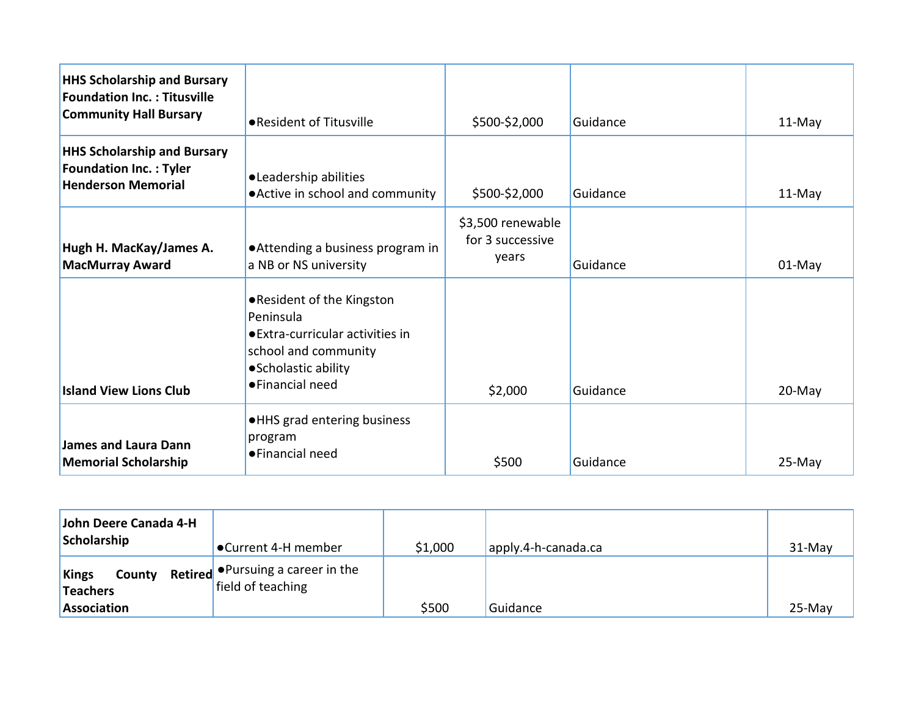| | | | | |
|---|---|---|---|---|
| **HHS Scholarship and Bursary Foundation Inc. : Titusville Community Hall Bursary** | ●Resident of Titusville | $500-$2,000 | Guidance | 11-May |
| **HHS Scholarship and Bursary Foundation Inc. : Tyler Henderson Memorial** | ●Leadership abilities<br>●Active in school and community | $500-$2,000 | Guidance | 11-May |
| **Hugh H. MacKay/James A. MacMurray Award** | ●Attending a business program in a NB or NS university | $3,500 renewable for 3 successive years | Guidance | 01-May |
| **Island View Lions Club** | ●Resident of the Kingston Peninsula<br>●Extra-curricular activities in school and community<br>●Scholastic ability<br>●Financial need | $2,000 | Guidance | 20-May |
| **James and Laura Dann Memorial Scholarship** | ●HHS grad entering business program<br>●Financial need | $500 | Guidance | 25-May |

| | | | | |
|---|---|---|---|---|
| **John Deere Canada 4-H Scholarship** | ●Current 4-H member | $1,000 | apply.4-h-canada.ca | 31-May |
| **Kings County Retired Teachers Association** | ●Pursuing a career in the field of teaching | $500 | Guidance | 25-May |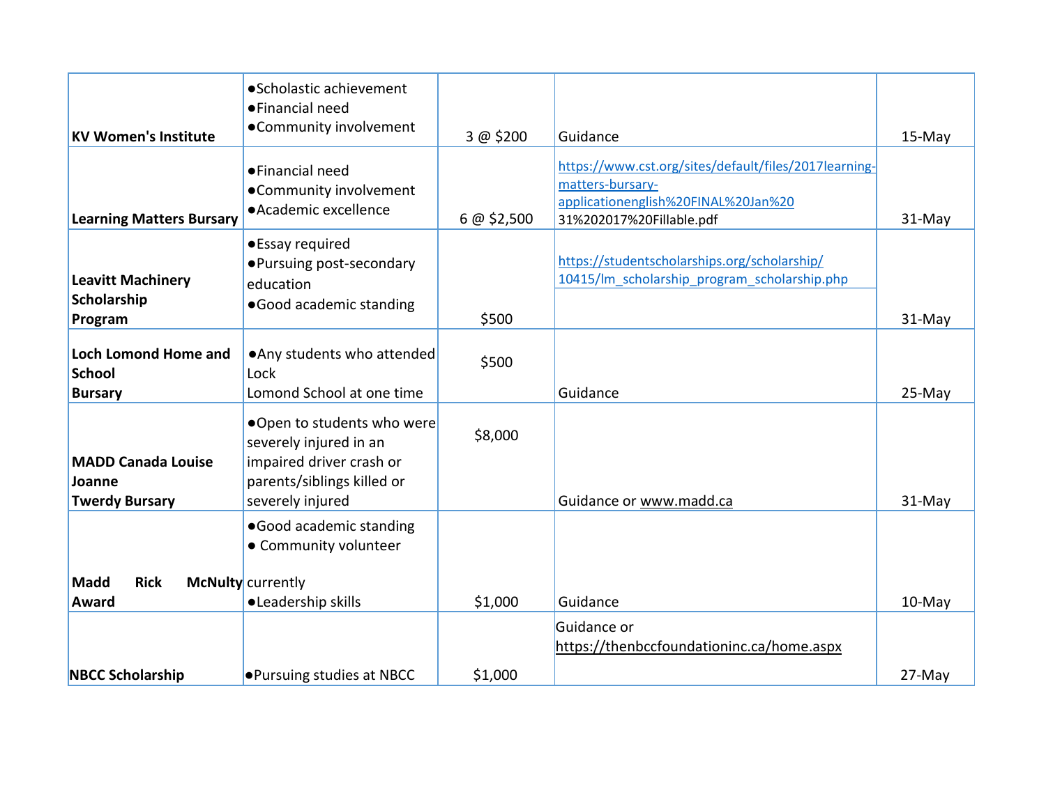| | | | | |
|---|---|---|---|---|
| **KV Women's Institute** | ●Scholastic achievement<br>●Financial need<br>●Community involvement | 3 @ $200 | Guidance | 15-May |
| **Learning Matters Bursary** | ●Financial need<br>●Community involvement<br>●Academic excellence | 6 @ $2,500 | https://www.cst.org/sites/default/files/2017learning-matters-bursary-applicationenglish%20FINAL%20Jan%2031%202017%20Fillable.pdf | 31-May |
| **Leavitt Machinery Scholarship Program** | ●Essay required<br>●Pursuing post-secondary education<br>●Good academic standing | $500 | https://studentscholarships.org/scholarship/10415/lm_scholarship_program_scholarship.php | 31-May |
| **Loch Lomond Home and School Bursary** | ●Any students who attended Lock Lomond School at one time | $500 | Guidance | 25-May |
| **MADD Canada Louise Joanne Twerdy Bursary** | ●Open to students who were severely injured in an impaired driver crash or parents/siblings killed or severely injured | $8,000 | Guidance or www.madd.ca | 31-May |
| **Madd Rick McNulty Award** | ●Good academic standing<br>● Community volunteer currently<br>●Leadership skills | $1,000 | Guidance | 10-May |
| **NBCC Scholarship** | ●Pursuing studies at NBCC | $1,000 | Guidance or https://thenbccfoundationinc.ca/home.aspx | 27-May |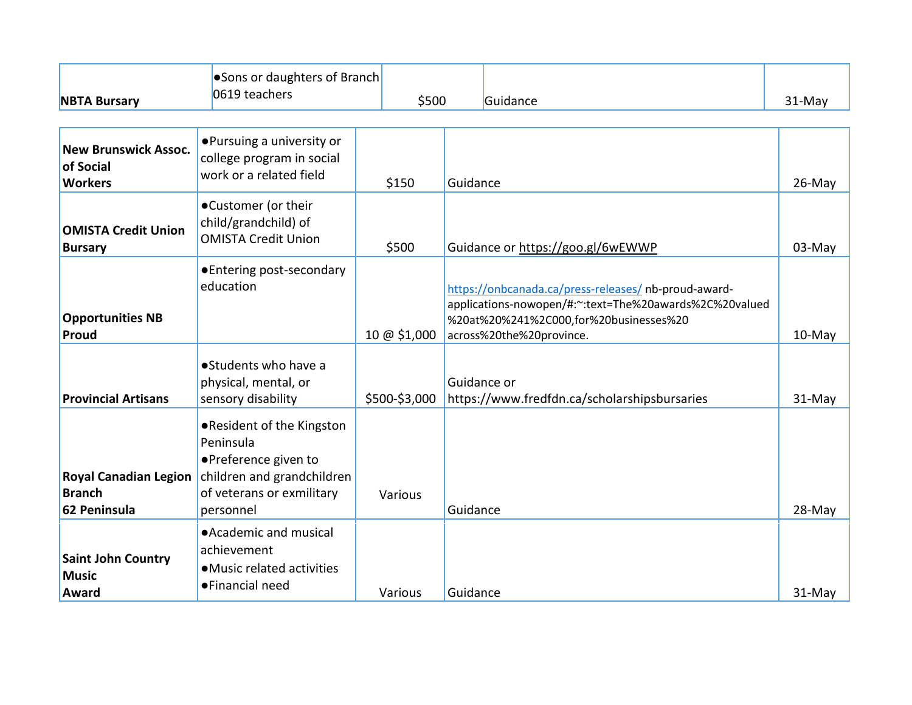| | | | | |
|---|---|---|---|---|
| **NBTA Bursary** | ●Sons or daughters of Branch 0619 teachers | $500 | Guidance | 31-May |
| **New Brunswick Assoc. of Social Workers** | ●Pursuing a university or college program in social work or a related field | $150 | Guidance | 26-May |
| **OMISTA Credit Union Bursary** | ●Customer (or their child/grandchild) of OMISTA Credit Union | $500 | Guidance or https://goo.gl/6wEWWP | 03-May |
| **Opportunities NB Proud** | ●Entering post-secondary education | 10 @ $1,000 | https://onbcanada.ca/press-releases/ nb-proud-award-applications-nowopen/#:~:text=The%20awards%2C%20valued%20at%20%241%2C000,for%20businesses%20across%20the%20province. | 10-May |
| **Provincial Artisans** | ●Students who have a physical, mental, or sensory disability | $500-$3,000 | Guidance or https://www.fredfdn.ca/scholarshipsbursaries | 31-May |
| **Royal Canadian Legion Branch 62 Peninsula** | ●Resident of the Kingston Peninsula ●Preference given to children and grandchildren of veterans or exmilitary personnel | Various | Guidance | 28-May |
| **Saint John Country Music Award** | ●Academic and musical achievement ●Music related activities ●Financial need | Various | Guidance | 31-May |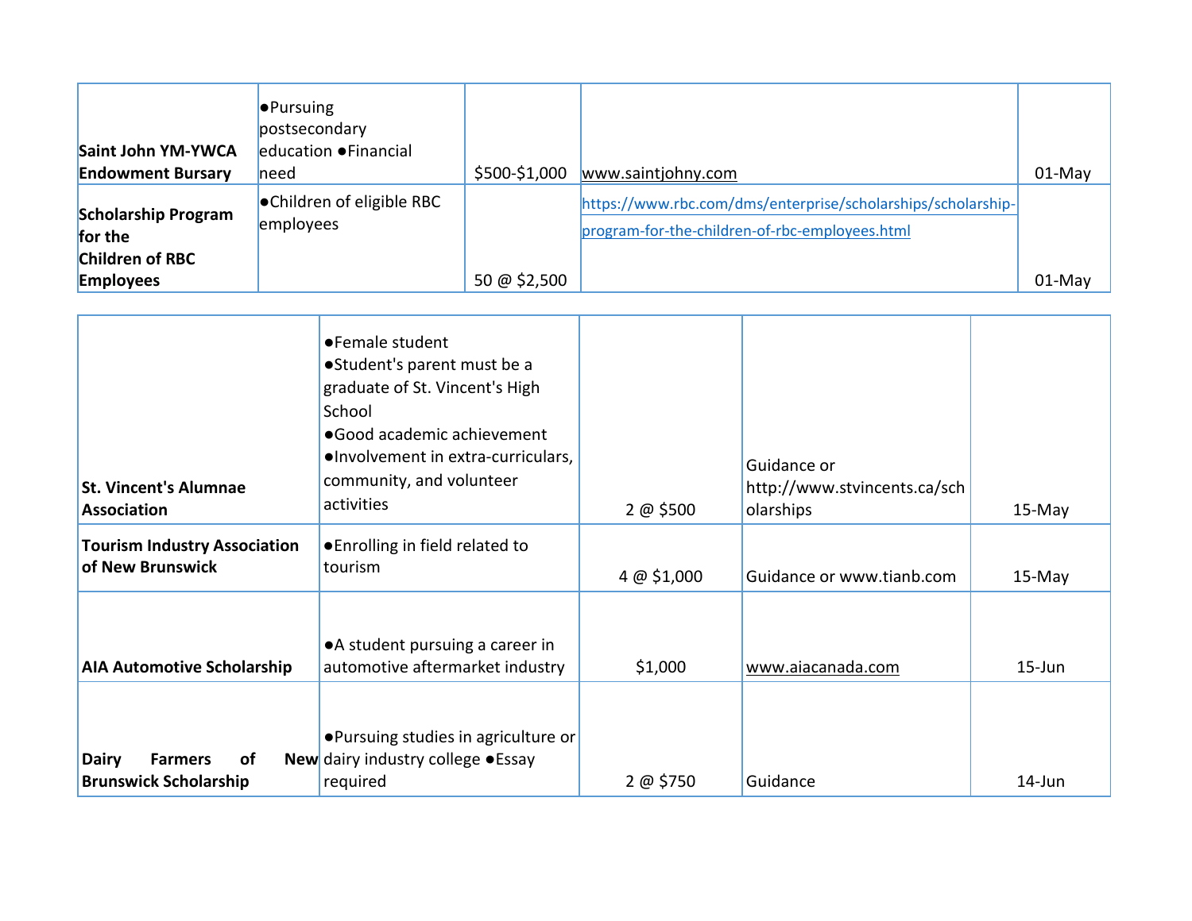| | | | | |
|---|---|---|---|---|
| **Saint John YM-YWCA Endowment Bursary** | ●Pursuing postsecondary education ●Financial need | $500-$1,000 | www.saintjohny.com | 01-May |
| **Scholarship Program for the Children of RBC Employees** | ●Children of eligible RBC employees | 50 @ $2,500 | https://www.rbc.com/dms/enterprise/scholarships/scholarship-program-for-the-children-of-rbc-employees.html | 01-May |

| | | | | |
|---|---|---|---|---|
| **St. Vincent's Alumnae Association** | ●Female student<br>●Student's parent must be a graduate of St. Vincent's High School<br>●Good academic achievement<br>●Involvement in extra-curriculars, community, and volunteer activities | 2 @ $500 | Guidance or http://www.stvincents.ca/scholarships | 15-May |
| **Tourism Industry Association of New Brunswick** | ●Enrolling in field related to tourism | 4 @ $1,000 | Guidance or www.tianb.com | 15-May |
| **AIA Automotive Scholarship** | ●A student pursuing a career in automotive aftermarket industry | $1,000 | www.aiacanada.com | 15-Jun |
| **Dairy Farmers of New Brunswick Scholarship** | ●Pursuing studies in agriculture or dairy industry college ●Essay required | 2 @ $750 | Guidance | 14-Jun |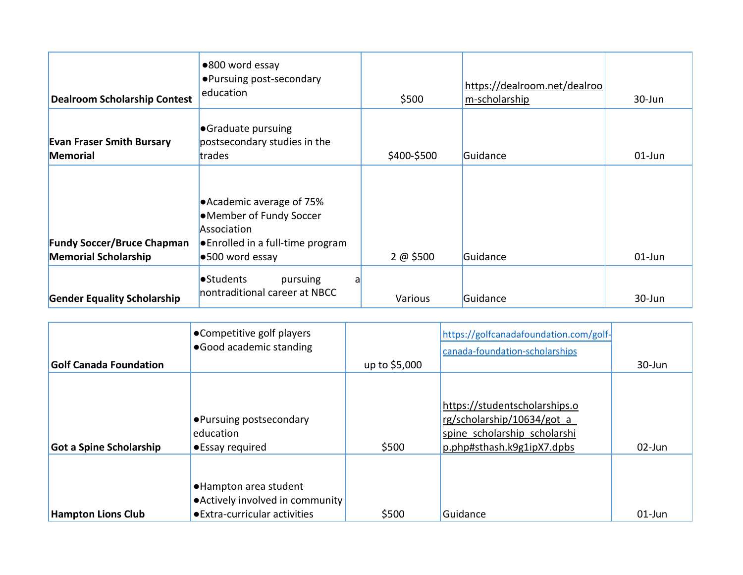| | | | | |
|---|---|---|---|---|
| **Dealroom Scholarship Contest** | ●800 word essay<br>●Pursuing post-secondary education | $500 | https://dealroom.net/dealroom-scholarship | 30-Jun |
| **Evan Fraser Smith Bursary Memorial** | ●Graduate pursuing postsecondary studies in the trades | $400-$500 | Guidance | 01-Jun |
| **Fundy Soccer/Bruce Chapman Memorial Scholarship** | ●Academic average of 75%<br>●Member of Fundy Soccer Association<br>●Enrolled in a full-time program<br>●500 word essay | 2 @ $500 | Guidance | 01-Jun |
| **Gender Equality Scholarship** | ●Students pursuing a nontraditional career at NBCC | Various | Guidance | 30-Jun |
| **Golf Canada Foundation** | ●Competitive golf players<br>●Good academic standing | up to $5,000 | https://golfcanadafoundation.com/golf-canada-foundation-scholarships | 30-Jun |
| **Got a Spine Scholarship** | ●Pursuing postsecondary education<br>●Essay required | $500 | https://studentscholarships.org/scholarship/10634/got_a_spine_scholarship_scholarship.php#sthash.k9g1ipX7.dpbs | 02-Jun |
| **Hampton Lions Club** | ●Hampton area student<br>●Actively involved in community<br>●Extra-curricular activities | $500 | Guidance | 01-Jun |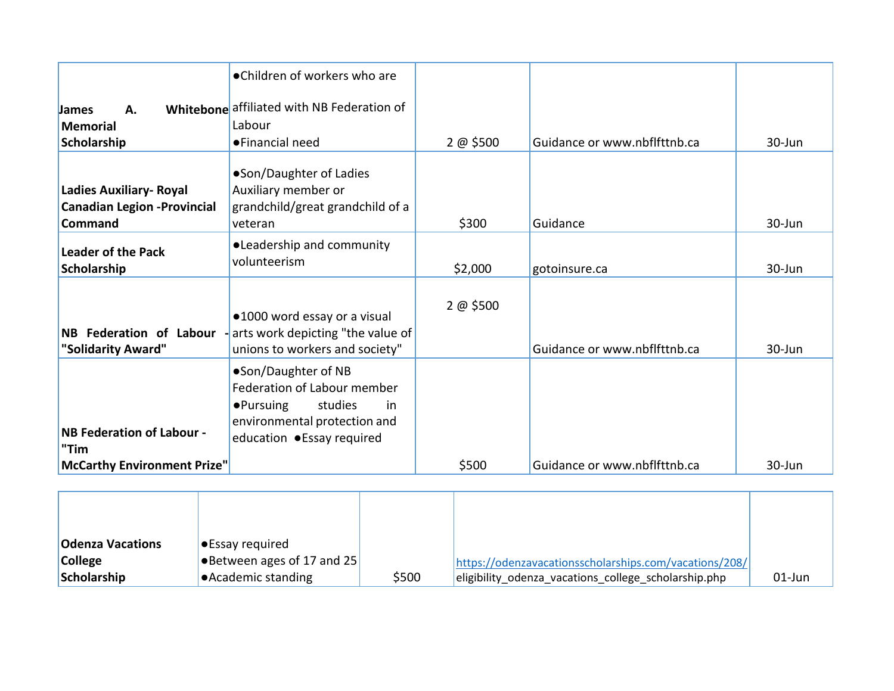| | | | | |
|---|---|---|---|---|
| **James A. Whitebone Memorial Scholarship** | ●Children of workers who are affiliated with NB Federation of Labour ●Financial need | 2 @ $500 | Guidance or www.nbflfttnb.ca | 30-Jun |
| **Ladies Auxiliary- Royal Canadian Legion -Provincial Command** | ●Son/Daughter of Ladies Auxiliary member or grandchild/great grandchild of a veteran | $300 | Guidance | 30-Jun |
| **Leader of the Pack Scholarship** | ●Leadership and community volunteerism | $2,000 | gotoinsure.ca | 30-Jun |
| **NB Federation of Labour - "Solidarity Award"** | ●1000 word essay or a visual arts work depicting "the value of unions to workers and society" | 2 @ $500 | Guidance or www.nbflfttnb.ca | 30-Jun |
| **NB Federation of Labour - "Tim McCarthy Environment Prize"** | ●Son/Daughter of NB Federation of Labour member ●Pursuing studies in environmental protection and education ●Essay required | $500 | Guidance or www.nbflfttnb.ca | 30-Jun |

| | | | | |
|---|---|---|---|---|
| **Odenza Vacations College Scholarship** | ●Essay required ●Between ages of 17 and 25 ●Academic standing | $500 | https://odenzavacationsscholarships.com/vacations/208/eligibility_odenza_vacations_college_scholarship.php | 01-Jun |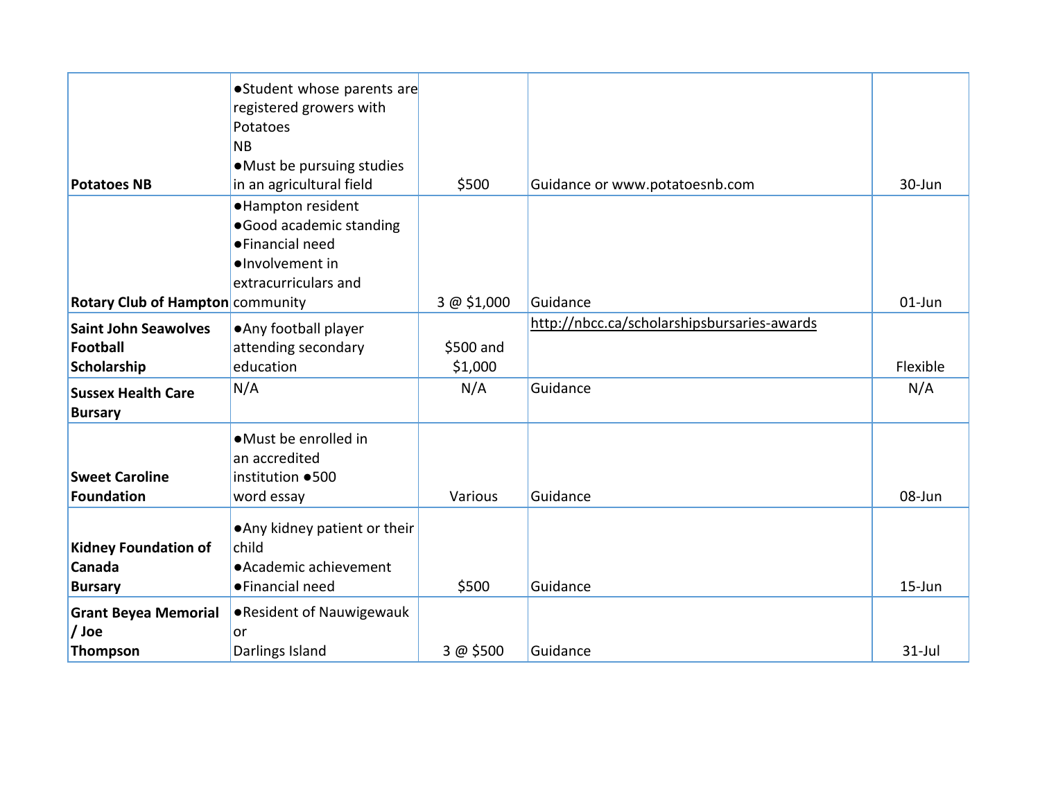| | | | | |
|---|---|---|---|---|
| **Potatoes NB** | ●Student whose parents are registered growers with Potatoes NB ●Must be pursuing studies in an agricultural field | $500 | Guidance or www.potatoesnb.com | 30-Jun |
| **Rotary Club of Hampton** | ●Hampton resident ●Good academic standing ●Financial need ●Involvement in extracurriculars and community | 3 @ $1,000 | Guidance | 01-Jun |
| **Saint John Seawolves Football Scholarship** | ●Any football player attending secondary education | $500 and $1,000 | http://nbcc.ca/scholarshipsbursaries-awards | Flexible |
| **Sussex Health Care Bursary** | N/A | N/A | Guidance | N/A |
| **Sweet Caroline Foundation** | ●Must be enrolled in an accredited institution ●500 word essay | Various | Guidance | 08-Jun |
| **Kidney Foundation of Canada Bursary** | ●Any kidney patient or their child ●Academic achievement ●Financial need | $500 | Guidance | 15-Jun |
| **Grant Beyea Memorial / Joe Thompson** | ●Resident of Nauwigewauk or Darlings Island | 3 @ $500 | Guidance | 31-Jul |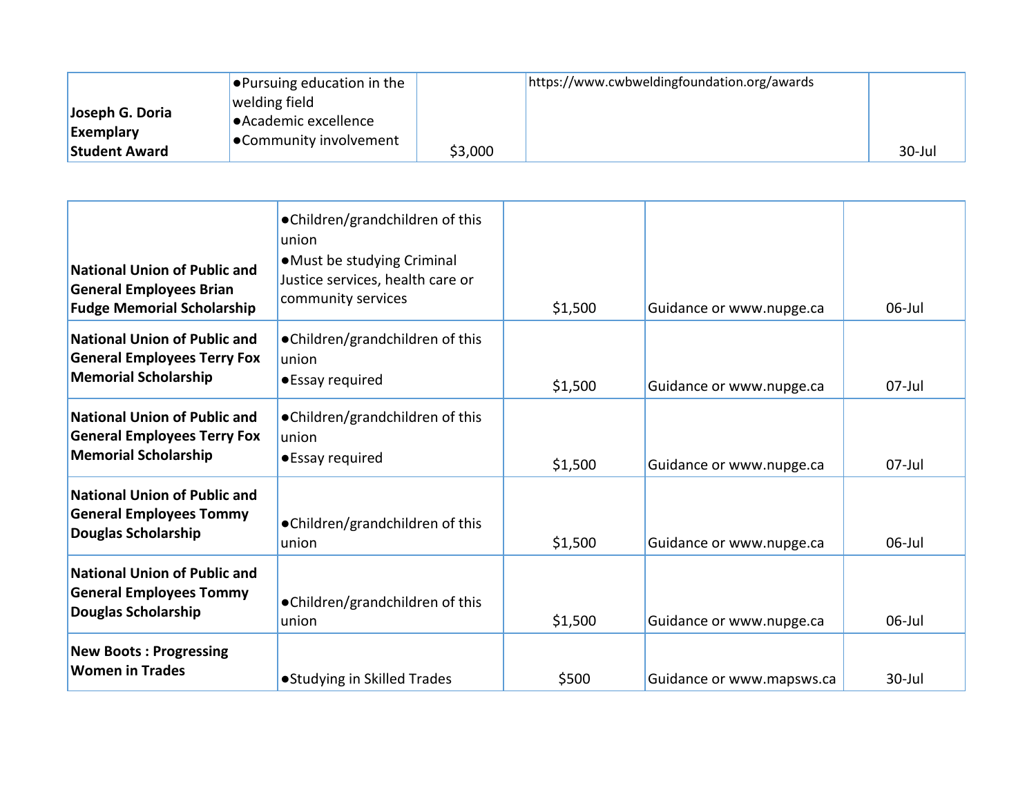| | | | | |
|---|---|---|---|---|
| **Joseph G. Doria Exemplary Student Award** | ●Pursuing education in the welding field<br>●Academic excellence<br>●Community involvement | $3,000 | https://www.cwbweldingfoundation.org/awards | 30-Jul |

| | | | | |
|---|---|---|---|---|
| **National Union of Public and General Employees Brian Fudge Memorial Scholarship** | ●Children/grandchildren of this union<br>●Must be studying Criminal Justice services, health care or community services | $1,500 | Guidance or www.nupge.ca | 06-Jul |
| **National Union of Public and General Employees Terry Fox Memorial Scholarship** | ●Children/grandchildren of this union<br>●Essay required | $1,500 | Guidance or www.nupge.ca | 07-Jul |
| **National Union of Public and General Employees Terry Fox Memorial Scholarship** | ●Children/grandchildren of this union<br>●Essay required | $1,500 | Guidance or www.nupge.ca | 07-Jul |
| **National Union of Public and General Employees Tommy Douglas Scholarship** | ●Children/grandchildren of this union | $1,500 | Guidance or www.nupge.ca | 06-Jul |
| **National Union of Public and General Employees Tommy Douglas Scholarship** | ●Children/grandchildren of this union | $1,500 | Guidance or www.nupge.ca | 06-Jul |
| **New Boots : Progressing Women in Trades** | ●Studying in Skilled Trades | $500 | Guidance or www.mapsws.ca | 30-Jul |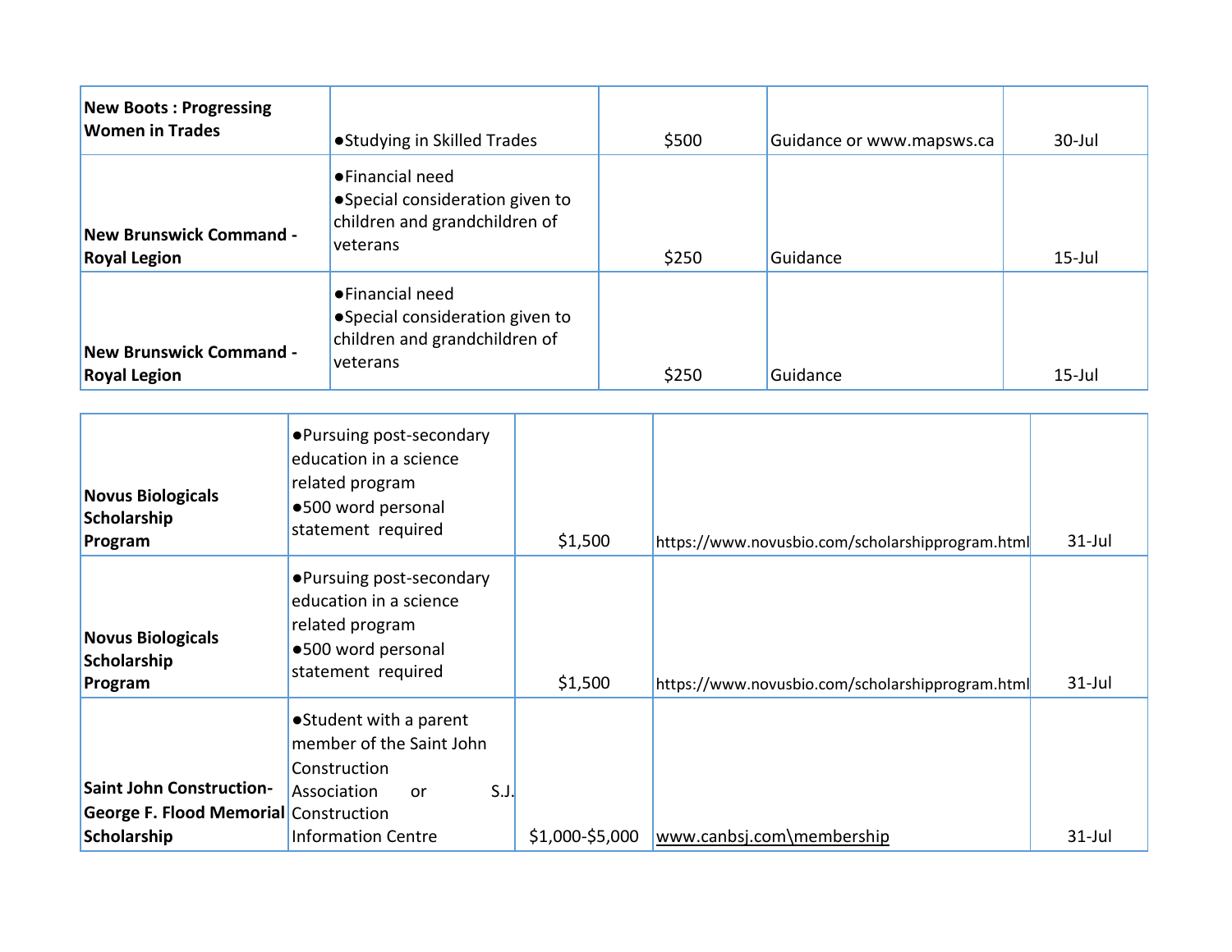| | | | | |
|---|---|---|---|---|
| **New Boots : Progressing Women in Trades** | ●Studying in Skilled Trades | $500 | Guidance or www.mapsws.ca | 30-Jul |
| **New Brunswick Command - Royal Legion** | ●Financial need<br>●Special consideration given to children and grandchildren of veterans | $250 | Guidance | 15-Jul |
| **New Brunswick Command - Royal Legion** | ●Financial need<br>●Special consideration given to children and grandchildren of veterans | $250 | Guidance | 15-Jul |

| | | | | |
|---|---|---|---|---|
| **Novus Biologicals Scholarship Program** | ●Pursuing post-secondary education in a science related program<br>●500 word personal statement required | $1,500 | https://www.novusbio.com/scholarshipprogram.html | 31-Jul |
| **Novus Biologicals Scholarship Program** | ●Pursuing post-secondary education in a science related program<br>●500 word personal statement required | $1,500 | https://www.novusbio.com/scholarshipprogram.html | 31-Jul |
| **Saint John Construction- George F. Flood Memorial Scholarship** | ●Student with a parent member of the Saint John Construction Association or S.J. Construction Information Centre | $1,000-$5,000 | www.canbsj.com\membership | 31-Jul |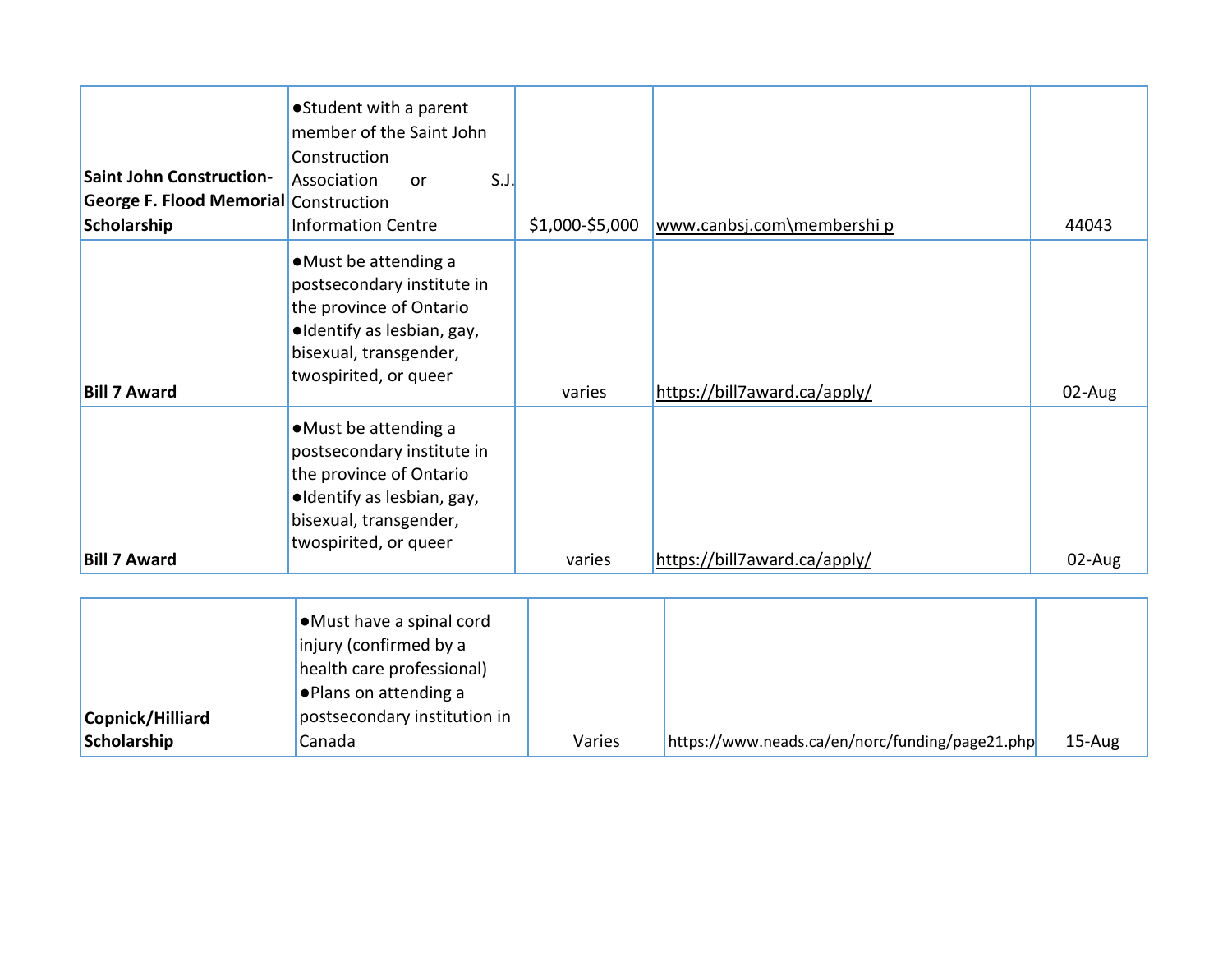| | | | | |
|---|---|---|---|---|
| **Saint John Construction-George F. Flood Memorial Scholarship** | ●Student with a parent member of the Saint John Construction Association or S.J. Construction Information Centre | $1,000-$5,000 | www.canbsj.com\membershi p | 44043 |
| **Bill 7 Award** | ●Must be attending a postsecondary institute in the province of Ontario ●Identify as lesbian, gay, bisexual, transgender, twospirited, or queer | varies | https://bill7award.ca/apply/ | 02-Aug |
| **Bill 7 Award** | ●Must be attending a postsecondary institute in the province of Ontario ●Identify as lesbian, gay, bisexual, transgender, twospirited, or queer | varies | https://bill7award.ca/apply/ | 02-Aug |
| **Copnick/Hilliard Scholarship** | ●Must have a spinal cord injury (confirmed by a health care professional) ●Plans on attending a postsecondary institution in Canada | Varies | https://www.neads.ca/en/norc/funding/page21.php | 15-Aug |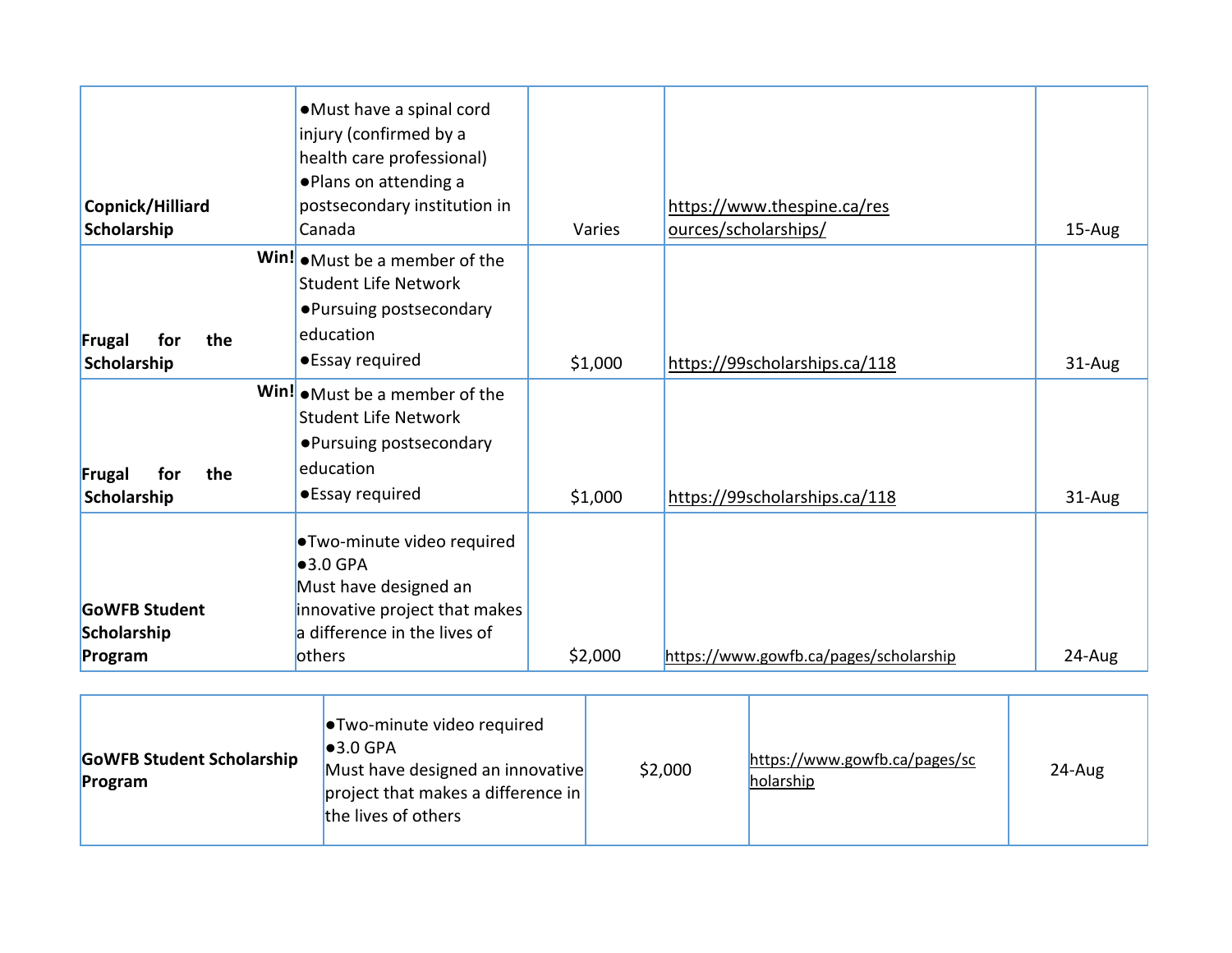| | | | | |
|---|---|---|---|---|
| **Copnick/Hilliard Scholarship** | ●Must have a spinal cord injury (confirmed by a health care professional)<br>●Plans on attending a postsecondary institution in Canada | Varies | https://www.thespine.ca/resources/scholarships/ | 15-Aug |
| **Win! Frugal for the Scholarship** | ●Must be a member of the Student Life Network<br>●Pursuing postsecondary education<br>●Essay required | $1,000 | https://99scholarships.ca/118 | 31-Aug |
| **Win! Frugal for the Scholarship** | ●Must be a member of the Student Life Network<br>●Pursuing postsecondary education<br>●Essay required | $1,000 | https://99scholarships.ca/118 | 31-Aug |
| **GoWFB Student Scholarship Program** | ●Two-minute video required<br>●3.0 GPA<br>Must have designed an innovative project that makes a difference in the lives of others | $2,000 | https://www.gowfb.ca/pages/scholarship | 24-Aug |

| | | | | |
|---|---|---|---|---|
| **GoWFB Student Scholarship Program** | ●Two-minute video required<br>●3.0 GPA<br>Must have designed an innovative project that makes a difference in the lives of others | $2,000 | https://www.gowfb.ca/pages/scholarship | 24-Aug |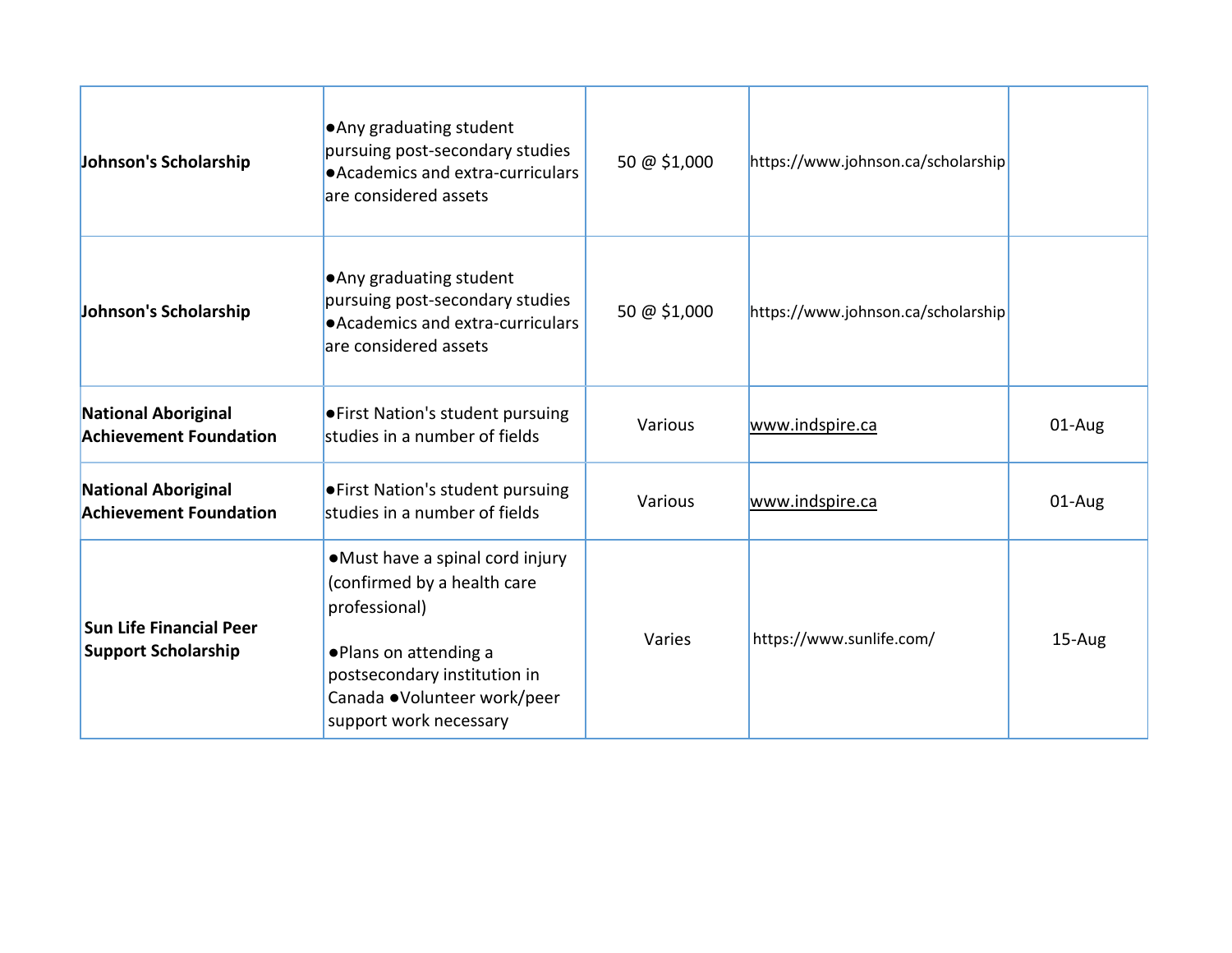| | | | | |
|---|---|---|---|---|
| **Johnson's Scholarship** | ●Any graduating student pursuing post-secondary studies ●Academics and extra-curriculars are considered assets | 50 @ $1,000 | https://www.johnson.ca/scholarship | |
| **Johnson's Scholarship** | ●Any graduating student pursuing post-secondary studies ●Academics and extra-curriculars are considered assets | 50 @ $1,000 | https://www.johnson.ca/scholarship | |
| **National Aboriginal Achievement Foundation** | ●First Nation's student pursuing studies in a number of fields | Various | www.indspire.ca | 01-Aug |
| **National Aboriginal Achievement Foundation** | ●First Nation's student pursuing studies in a number of fields | Various | www.indspire.ca | 01-Aug |
| **Sun Life Financial Peer Support Scholarship** | ●Must have a spinal cord injury (confirmed by a health care professional) ●Plans on attending a postsecondary institution in Canada ●Volunteer work/peer support work necessary | Varies | https://www.sunlife.com/ | 15-Aug |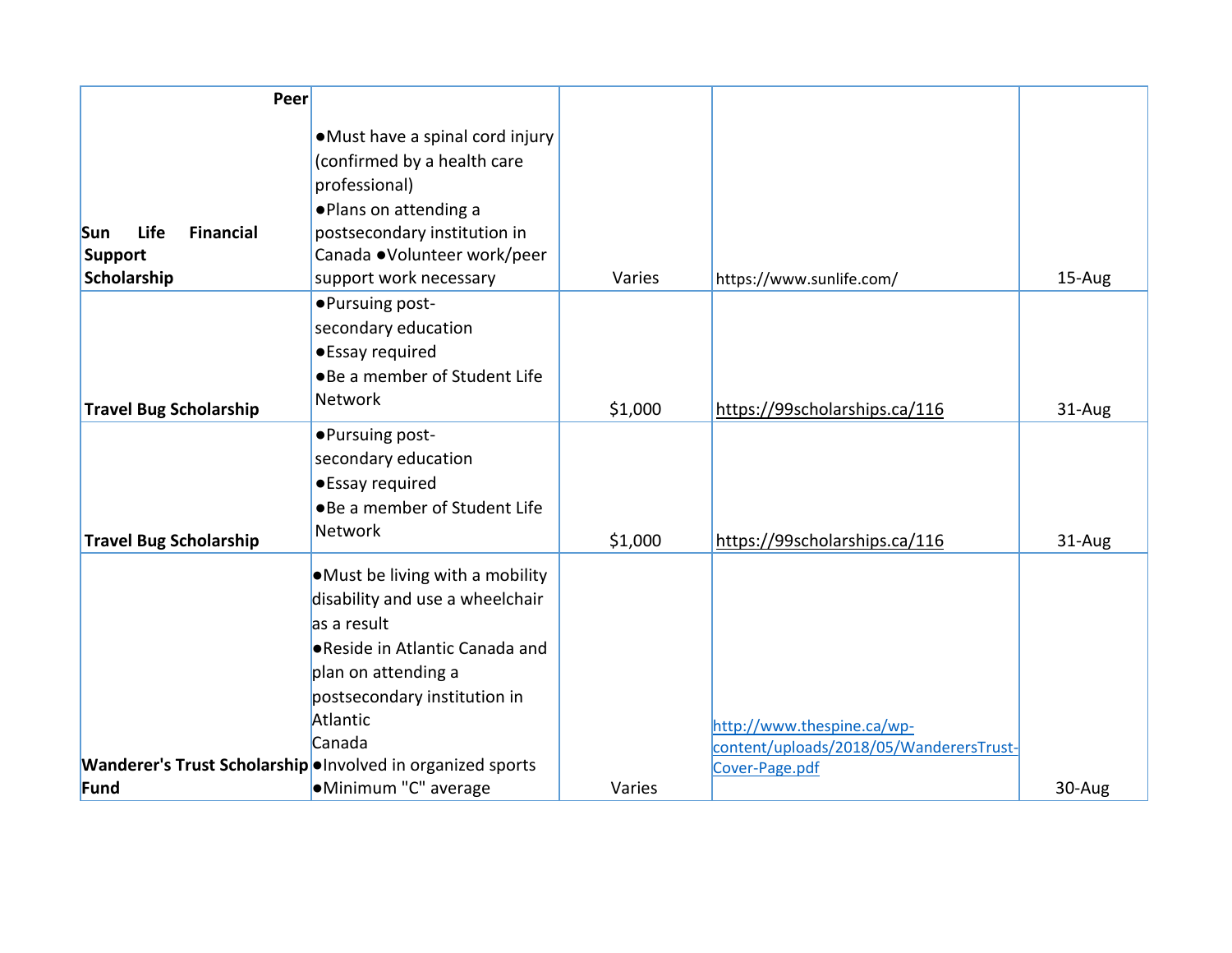| | | | | |
|---|---|---|---|---|
| **Sun Life Financial Peer Support Scholarship** | ●Must have a spinal cord injury (confirmed by a health care professional)<br>●Plans on attending a postsecondary institution in Canada ●Volunteer work/peer support work necessary | Varies | https://www.sunlife.com/ | 15-Aug |
| **Travel Bug Scholarship** | ●Pursuing post-secondary education<br>●Essay required<br>●Be a member of Student Life Network | $1,000 | https://99scholarships.ca/116 | 31-Aug |
| **Travel Bug Scholarship** | ●Pursuing post-secondary education<br>●Essay required<br>●Be a member of Student Life Network | $1,000 | https://99scholarships.ca/116 | 31-Aug |
| **Wanderer's Trust Scholarship Fund** | ●Must be living with a mobility disability and use a wheelchair as a result<br>●Reside in Atlantic Canada and plan on attending a postsecondary institution in Atlantic Canada<br>●Involved in organized sports<br>●Minimum "C" average | Varies | http://www.thespine.ca/wp-content/uploads/2018/05/WanderersTrust-Cover-Page.pdf | 30-Aug |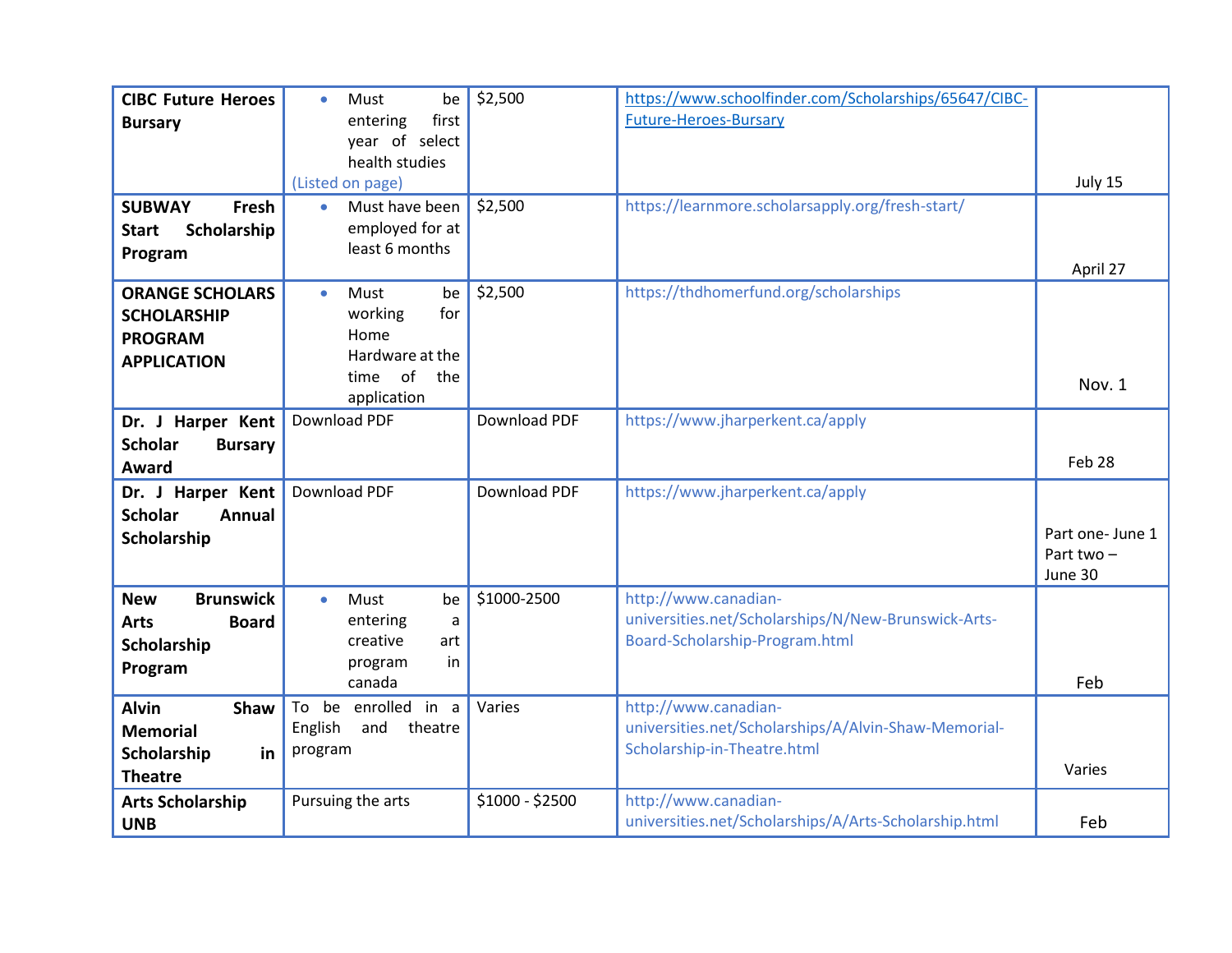| | | | | |
|---|---|---|---|---|
| **CIBC Future Heroes Bursary** | • Must be entering first year of select health studies (Listed on page) | $2,500 | https://www.schoolfinder.com/Scholarships/65647/CIBC-Future-Heroes-Bursary | July 15 |
| **SUBWAY Fresh Start Scholarship Program** | • Must have been employed for at least 6 months | $2,500 | https://learnmore.scholarsapply.org/fresh-start/ | April 27 |
| **ORANGE SCHOLARS SCHOLARSHIP PROGRAM APPLICATION** | • Must be working for Home Hardware at the time of the application | $2,500 | https://thdhomerfund.org/scholarships | Nov. 1 |
| **Dr. J Harper Kent Scholar Bursary Award** | Download PDF | Download PDF | https://www.jharperkent.ca/apply | Feb 28 |
| **Dr. J Harper Kent Scholar Annual Scholarship** | Download PDF | Download PDF | https://www.jharperkent.ca/apply | Part one- June 1<br>Part two – June 30 |
| **New Brunswick Arts Board Scholarship Program** | • Must be entering a creative art program in canada | $1000-2500 | http://www.canadian-universities.net/Scholarships/N/New-Brunswick-Arts-Board-Scholarship-Program.html | Feb |
| **Alvin Shaw Memorial Scholarship in Theatre** | To be enrolled in a English and theatre program | Varies | http://www.canadian-universities.net/Scholarships/A/Alvin-Shaw-Memorial-Scholarship-in-Theatre.html | Varies |
| **Arts Scholarship UNB** | Pursuing the arts | $1000 - $2500 | http://www.canadian-universities.net/Scholarships/A/Arts-Scholarship.html | Feb |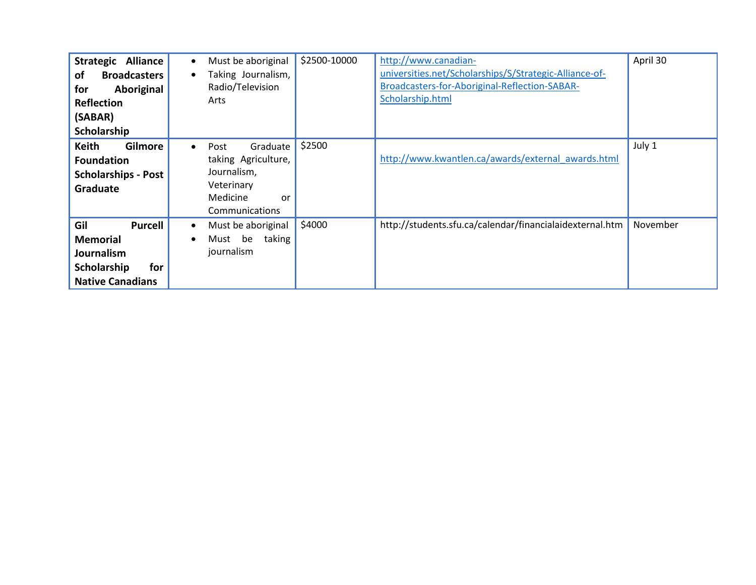| | | | | |
|---|---|---|---|---|
| **Strategic Alliance of Broadcasters for Aboriginal Reflection (SABAR) Scholarship** | • Must be aboriginal<br>• Taking Journalism, Radio/Television Arts | $2500-10000 | http://www.canadian-universities.net/Scholarships/S/Strategic-Alliance-of-Broadcasters-for-Aboriginal-Reflection-SABAR-Scholarship.html | April 30 |
| **Keith Gilmore Foundation Scholarships - Post Graduate** | • Post Graduate taking Agriculture, Journalism, Veterinary Medicine or Communications | $2500 | http://www.kwantlen.ca/awards/external_awards.html | July 1 |
| **Gil Purcell Memorial Journalism Scholarship for Native Canadians** | • Must be aboriginal<br>• Must be taking journalism | $4000 | http://students.sfu.ca/calendar/financialaidexternal.htm | November |